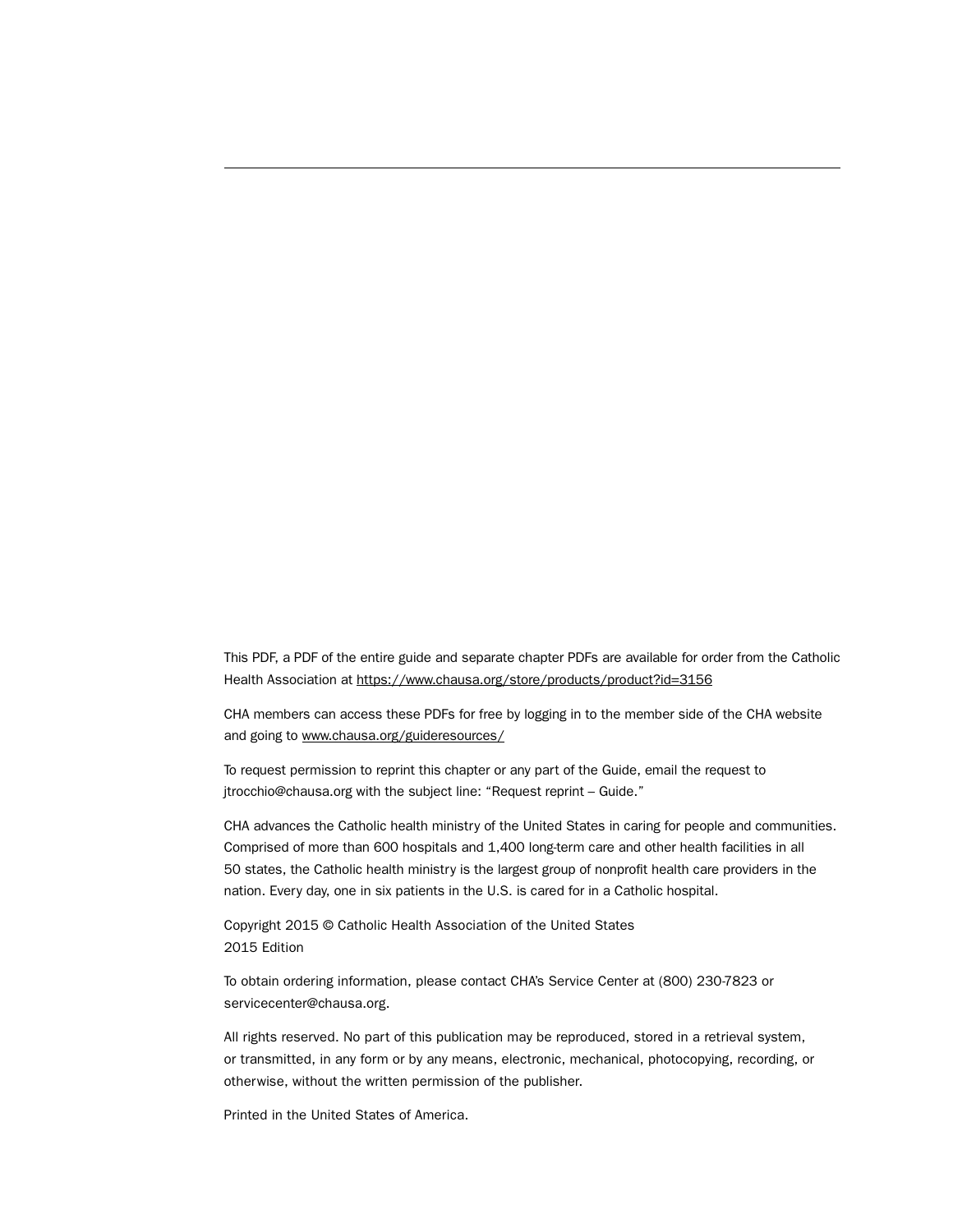---

This PDF, a PDF of the entire guide and separate chapter PDFs are available for order from the Catholic Health Association at https://www.chausa.org/store/products/product?id=3156

CHA members can access these PDFs for free by logging in to the member side of the CHA website and going to www.chausa.org/guideresources/

To request permission to reprint this chapter or any part of the Guide, email the request to jtrocchio@chausa.org with the subject line: "Request reprint – Guide."

CHA advances the Catholic health ministry of the United States in caring for people and communities. Comprised of more than 600 hospitals and 1,400 long-term care and other health facilities in all 50 states, the Catholic health ministry is the largest group of nonprofit health care providers in the nation. Every day, one in six patients in the U.S. is cared for in a Catholic hospital.

Copyright 2015 © Catholic Health Association of the United States
2015 Edition

To obtain ordering information, please contact CHA's Service Center at (800) 230-7823 or servicecenter@chausa.org.

All rights reserved. No part of this publication may be reproduced, stored in a retrieval system, or transmitted, in any form or by any means, electronic, mechanical, photocopying, recording, or otherwise, without the written permission of the publisher.

Printed in the United States of America.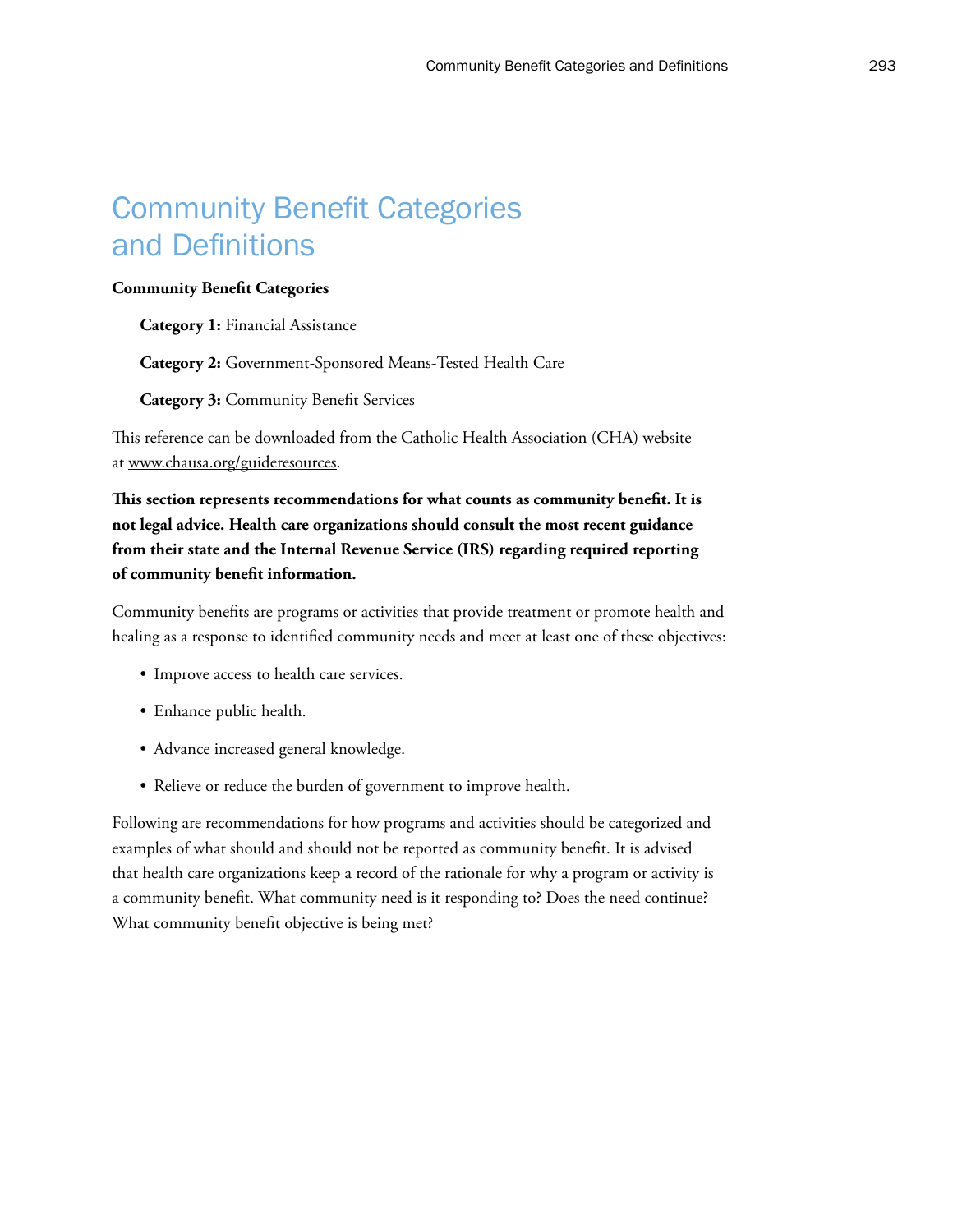# Community Benefit Categories and Definitions

**Community Benefit Categories**

**Category 1:** Financial Assistance

**Category 2:** Government-Sponsored Means-Tested Health Care

**Category 3:** Community Benefit Services

This reference can be downloaded from the Catholic Health Association (CHA) website at www.chausa.org/guideresources.

**This section represents recommendations for what counts as community benefit. It is not legal advice. Health care organizations should consult the most recent guidance from their state and the Internal Revenue Service (IRS) regarding required reporting of community benefit information.**

Community benefits are programs or activities that provide treatment or promote health and healing as a response to identified community needs and meet at least one of these objectives:

- Improve access to health care services.
- Enhance public health.
- Advance increased general knowledge.
- Relieve or reduce the burden of government to improve health.

Following are recommendations for how programs and activities should be categorized and examples of what should and should not be reported as community benefit. It is advised that health care organizations keep a record of the rationale for why a program or activity is a community benefit. What community need is it responding to? Does the need continue? What community benefit objective is being met?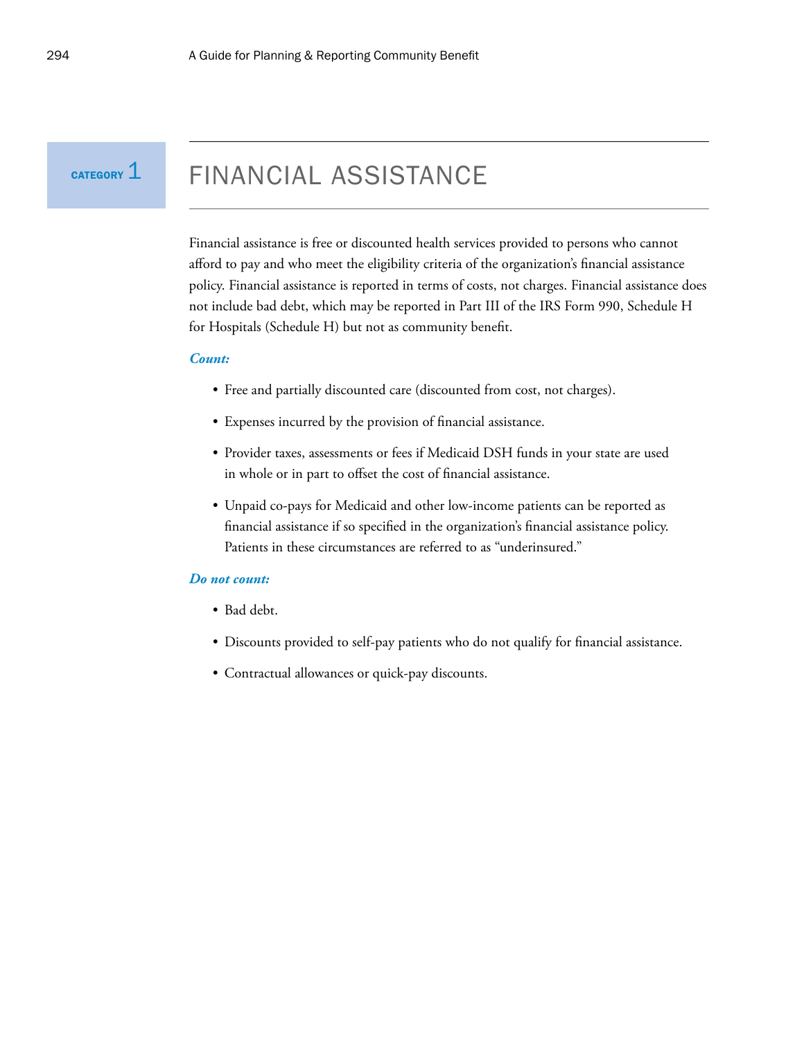# CATEGORY 1 FINANCIAL ASSISTANCE

Financial assistance is free or discounted health services provided to persons who cannot afford to pay and who meet the eligibility criteria of the organization's financial assistance policy. Financial assistance is reported in terms of costs, not charges. Financial assistance does not include bad debt, which may be reported in Part III of the IRS Form 990, Schedule H for Hospitals (Schedule H) but not as community benefit.

***Count:***

- Free and partially discounted care (discounted from cost, not charges).
- Expenses incurred by the provision of financial assistance.
- Provider taxes, assessments or fees if Medicaid DSH funds in your state are used in whole or in part to offset the cost of financial assistance.
- Unpaid co-pays for Medicaid and other low-income patients can be reported as financial assistance if so specified in the organization's financial assistance policy. Patients in these circumstances are referred to as "underinsured."

***Do not count:***

- Bad debt.
- Discounts provided to self-pay patients who do not qualify for financial assistance.
- Contractual allowances or quick-pay discounts.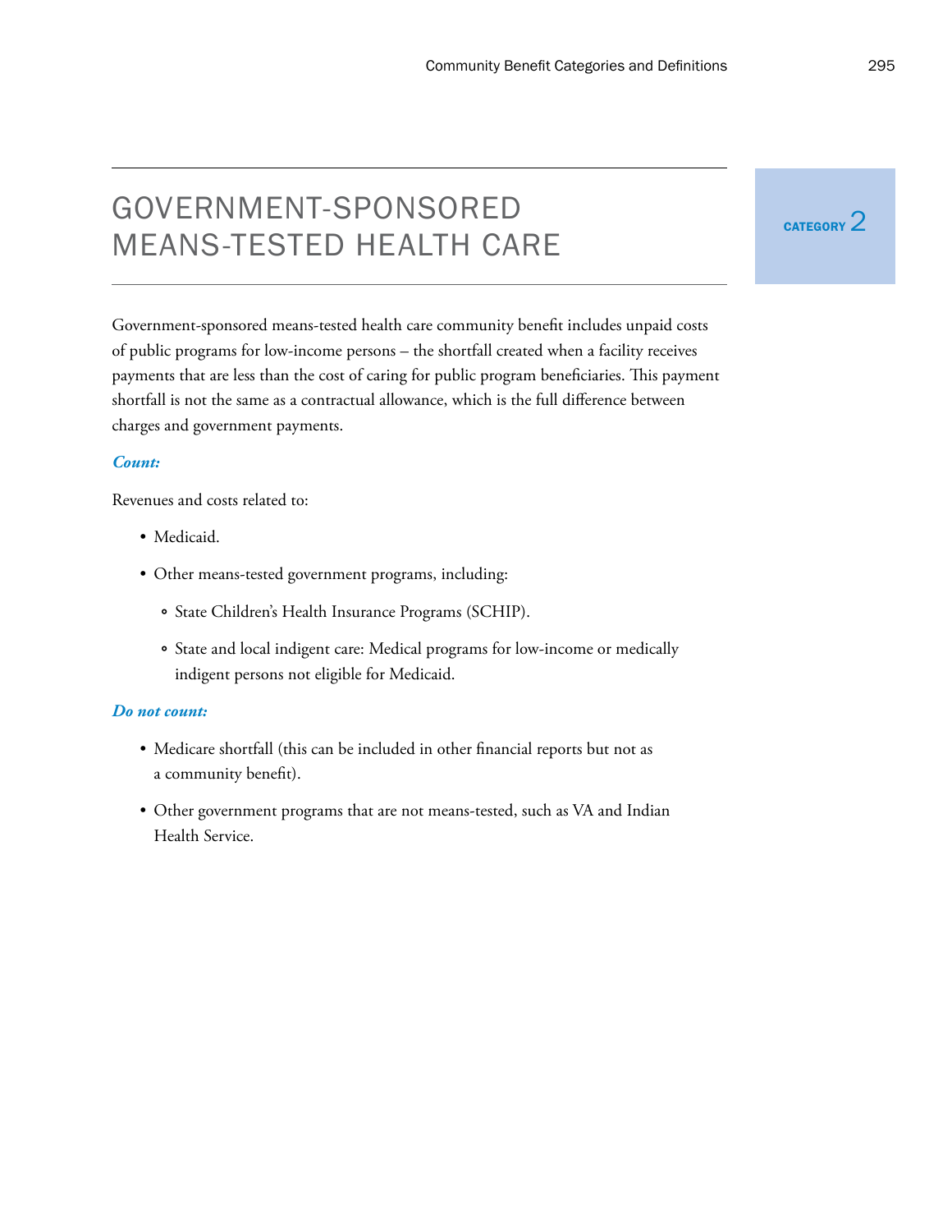# GOVERNMENT-SPONSORED MEANS-TESTED HEALTH CARE

**CATEGORY 2**

Government-sponsored means-tested health care community benefit includes unpaid costs of public programs for low-income persons – the shortfall created when a facility receives payments that are less than the cost of caring for public program beneficiaries. This payment shortfall is not the same as a contractual allowance, which is the full difference between charges and government payments.

***Count:***

Revenues and costs related to:

- Medicaid.
- Other means-tested government programs, including:
  - State Children's Health Insurance Programs (SCHIP).
  - State and local indigent care: Medical programs for low-income or medically indigent persons not eligible for Medicaid.

***Do not count:***

- Medicare shortfall (this can be included in other financial reports but not as a community benefit).
- Other government programs that are not means-tested, such as VA and Indian Health Service.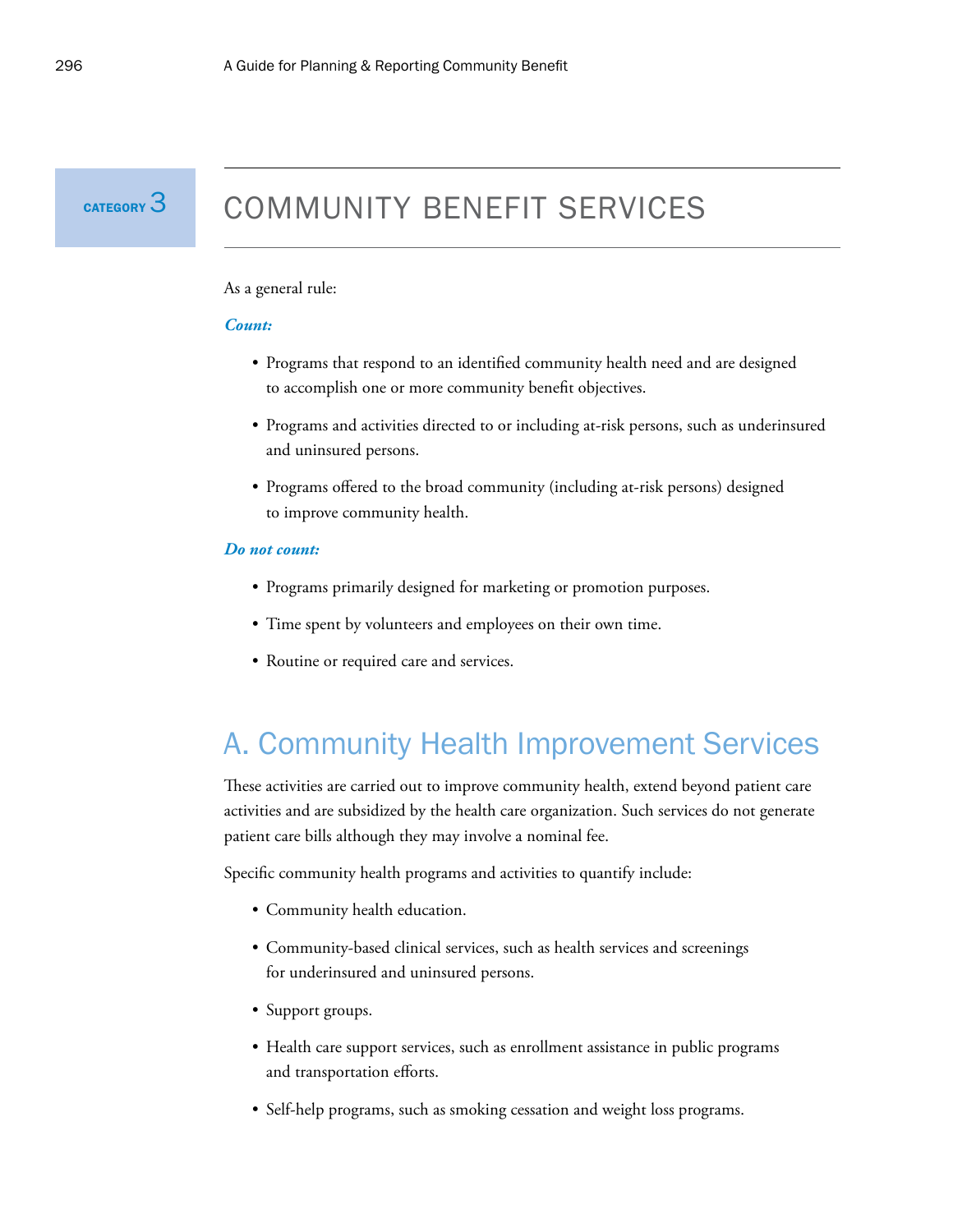# CATEGORY 3 COMMUNITY BENEFIT SERVICES

As a general rule:

***Count:***

- Programs that respond to an identified community health need and are designed to accomplish one or more community benefit objectives.
- Programs and activities directed to or including at-risk persons, such as underinsured and uninsured persons.
- Programs offered to the broad community (including at-risk persons) designed to improve community health.

***Do not count:***

- Programs primarily designed for marketing or promotion purposes.
- Time spent by volunteers and employees on their own time.
- Routine or required care and services.

## A. Community Health Improvement Services

These activities are carried out to improve community health, extend beyond patient care activities and are subsidized by the health care organization. Such services do not generate patient care bills although they may involve a nominal fee.

Specific community health programs and activities to quantify include:

- Community health education.
- Community-based clinical services, such as health services and screenings for underinsured and uninsured persons.
- Support groups.
- Health care support services, such as enrollment assistance in public programs and transportation efforts.
- Self-help programs, such as smoking cessation and weight loss programs.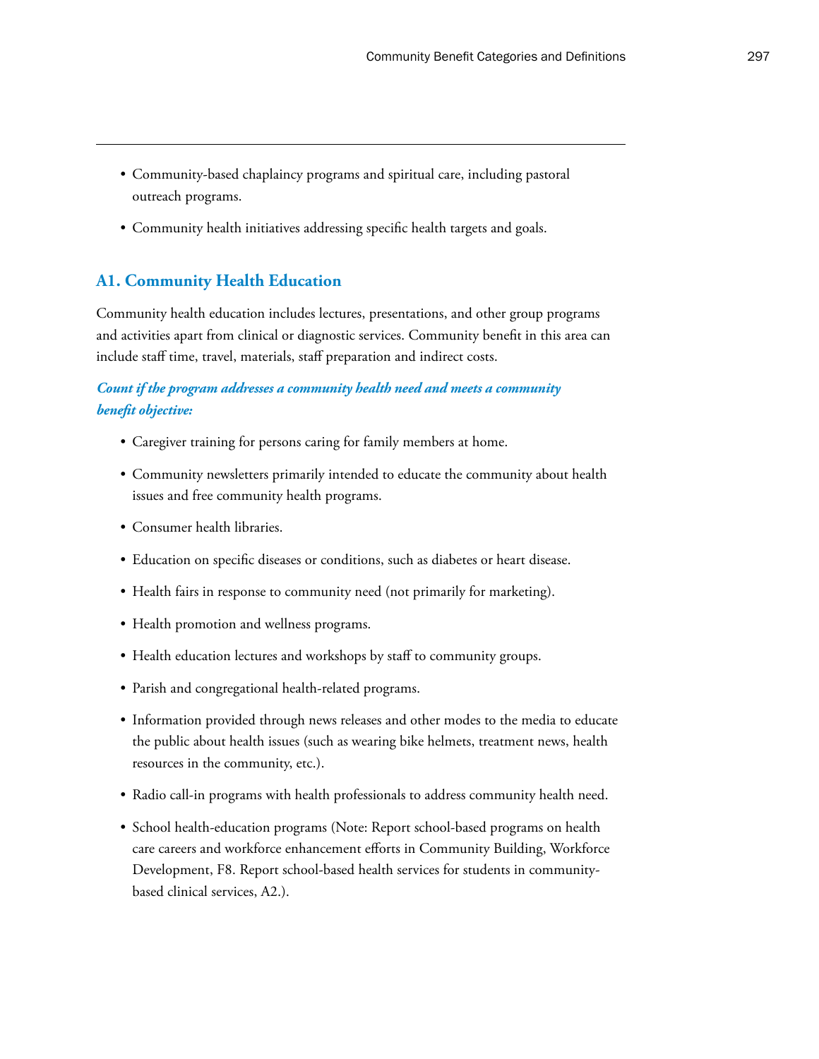- Community-based chaplaincy programs and spiritual care, including pastoral outreach programs.
- Community health initiatives addressing specific health targets and goals.

## A1. Community Health Education

Community health education includes lectures, presentations, and other group programs and activities apart from clinical or diagnostic services. Community benefit in this area can include staff time, travel, materials, staff preparation and indirect costs.

***Count if the program addresses a community health need and meets a community benefit objective:***

- Caregiver training for persons caring for family members at home.
- Community newsletters primarily intended to educate the community about health issues and free community health programs.
- Consumer health libraries.
- Education on specific diseases or conditions, such as diabetes or heart disease.
- Health fairs in response to community need (not primarily for marketing).
- Health promotion and wellness programs.
- Health education lectures and workshops by staff to community groups.
- Parish and congregational health-related programs.
- Information provided through news releases and other modes to the media to educate the public about health issues (such as wearing bike helmets, treatment news, health resources in the community, etc.).
- Radio call-in programs with health professionals to address community health need.
- School health-education programs (Note: Report school-based programs on health care careers and workforce enhancement efforts in Community Building, Workforce Development, F8. Report school-based health services for students in community-based clinical services, A2.).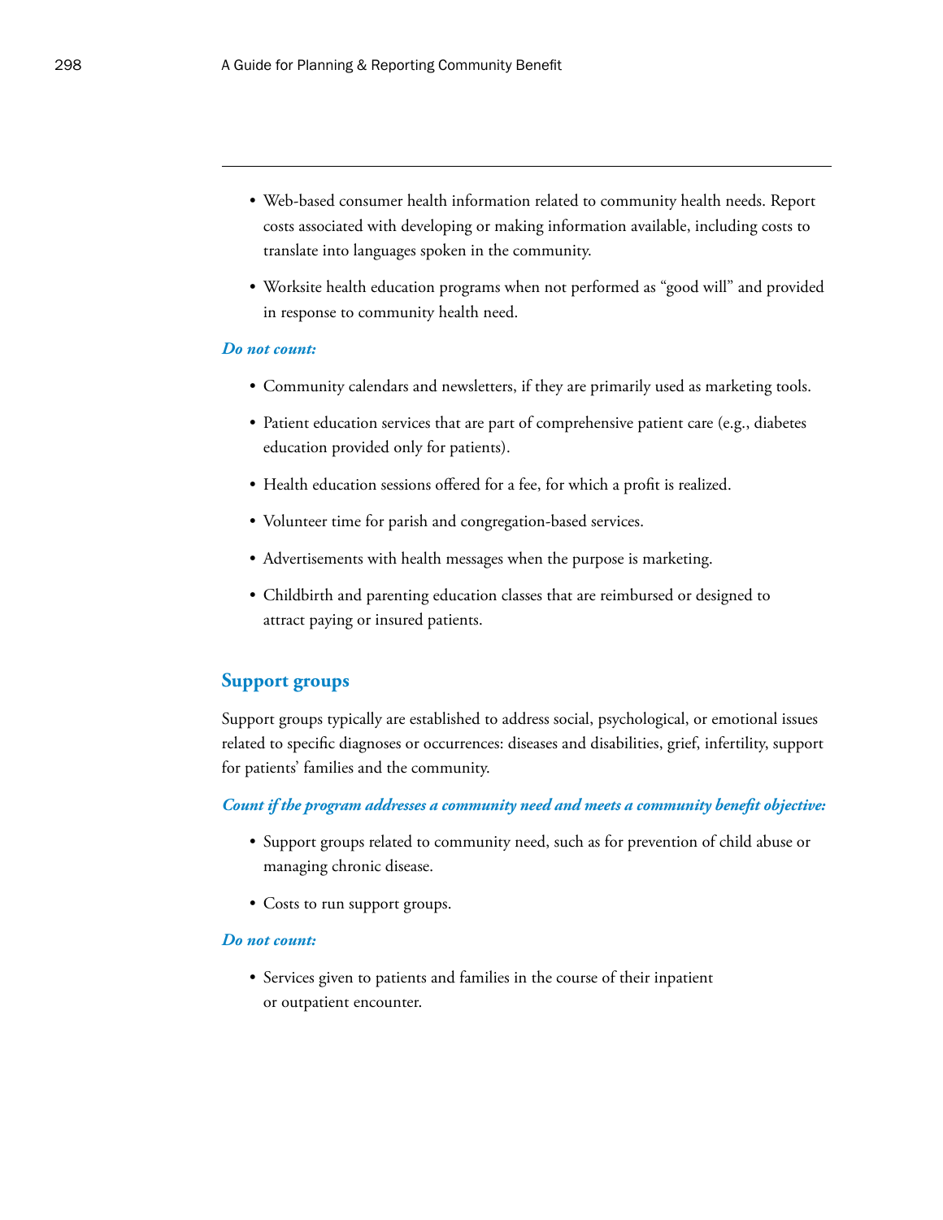- Web-based consumer health information related to community health needs. Report costs associated with developing or making information available, including costs to translate into languages spoken in the community.

- Worksite health education programs when not performed as "good will" and provided in response to community health need.

***Do not count:***

- Community calendars and newsletters, if they are primarily used as marketing tools.

- Patient education services that are part of comprehensive patient care (e.g., diabetes education provided only for patients).

- Health education sessions offered for a fee, for which a profit is realized.

- Volunteer time for parish and congregation-based services.

- Advertisements with health messages when the purpose is marketing.

- Childbirth and parenting education classes that are reimbursed or designed to attract paying or insured patients.

## Support groups

Support groups typically are established to address social, psychological, or emotional issues related to specific diagnoses or occurrences: diseases and disabilities, grief, infertility, support for patients' families and the community.

***Count if the program addresses a community need and meets a community benefit objective:***

- Support groups related to community need, such as for prevention of child abuse or managing chronic disease.

- Costs to run support groups.

***Do not count:***

- Services given to patients and families in the course of their inpatient or outpatient encounter.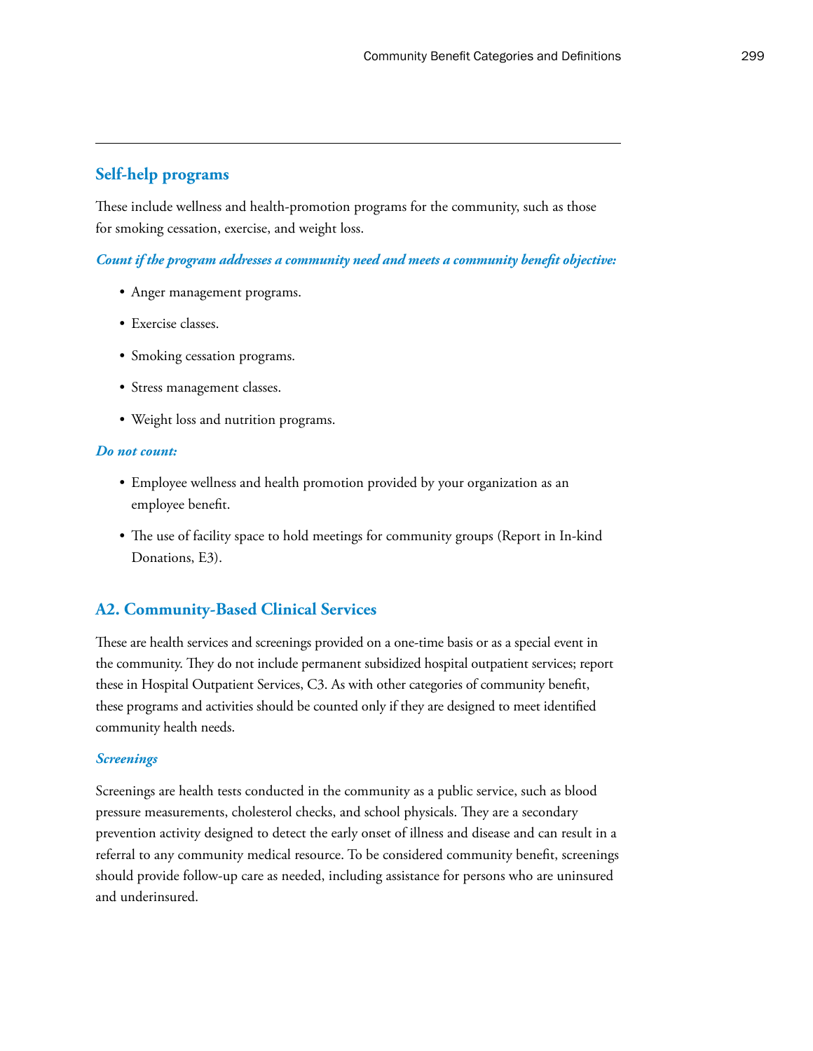### Self-help programs

These include wellness and health-promotion programs for the community, such as those for smoking cessation, exercise, and weight loss.

***Count if the program addresses a community need and meets a community benefit objective:***

- Anger management programs.
- Exercise classes.
- Smoking cessation programs.
- Stress management classes.
- Weight loss and nutrition programs.

***Do not count:***

- Employee wellness and health promotion provided by your organization as an employee benefit.
- The use of facility space to hold meetings for community groups (Report in In-kind Donations, E3).

## A2. Community-Based Clinical Services

These are health services and screenings provided on a one-time basis or as a special event in the community. They do not include permanent subsidized hospital outpatient services; report these in Hospital Outpatient Services, C3. As with other categories of community benefit, these programs and activities should be counted only if they are designed to meet identified community health needs.

***Screenings***

Screenings are health tests conducted in the community as a public service, such as blood pressure measurements, cholesterol checks, and school physicals. They are a secondary prevention activity designed to detect the early onset of illness and disease and can result in a referral to any community medical resource. To be considered community benefit, screenings should provide follow-up care as needed, including assistance for persons who are uninsured and underinsured.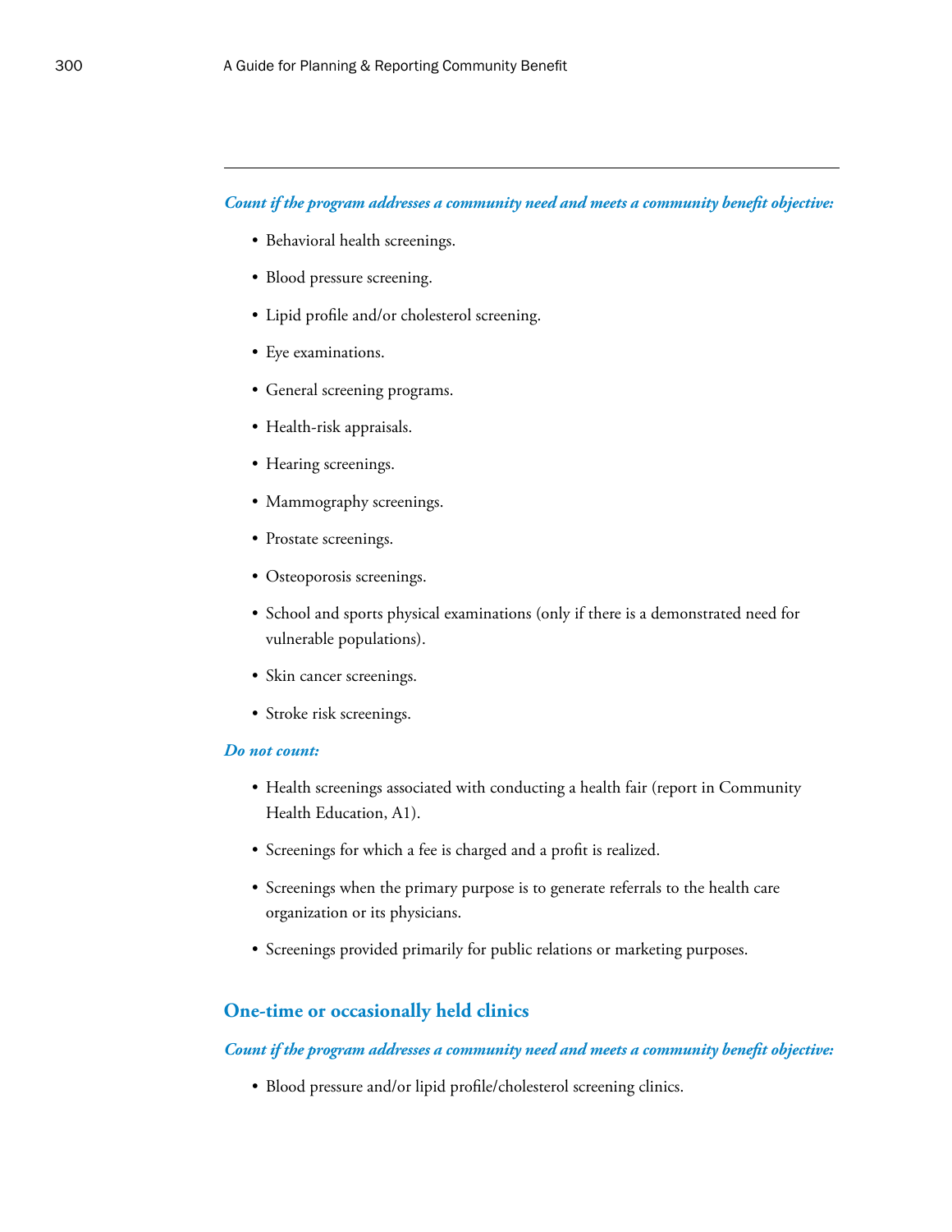*Count if the program addresses a community need and meets a community benefit objective:*

- Behavioral health screenings.
- Blood pressure screening.
- Lipid profile and/or cholesterol screening.
- Eye examinations.
- General screening programs.
- Health-risk appraisals.
- Hearing screenings.
- Mammography screenings.
- Prostate screenings.
- Osteoporosis screenings.
- School and sports physical examinations (only if there is a demonstrated need for vulnerable populations).
- Skin cancer screenings.
- Stroke risk screenings.

*Do not count:*

- Health screenings associated with conducting a health fair (report in Community Health Education, A1).
- Screenings for which a fee is charged and a profit is realized.
- Screenings when the primary purpose is to generate referrals to the health care organization or its physicians.
- Screenings provided primarily for public relations or marketing purposes.

## One-time or occasionally held clinics

*Count if the program addresses a community need and meets a community benefit objective:*

- Blood pressure and/or lipid profile/cholesterol screening clinics.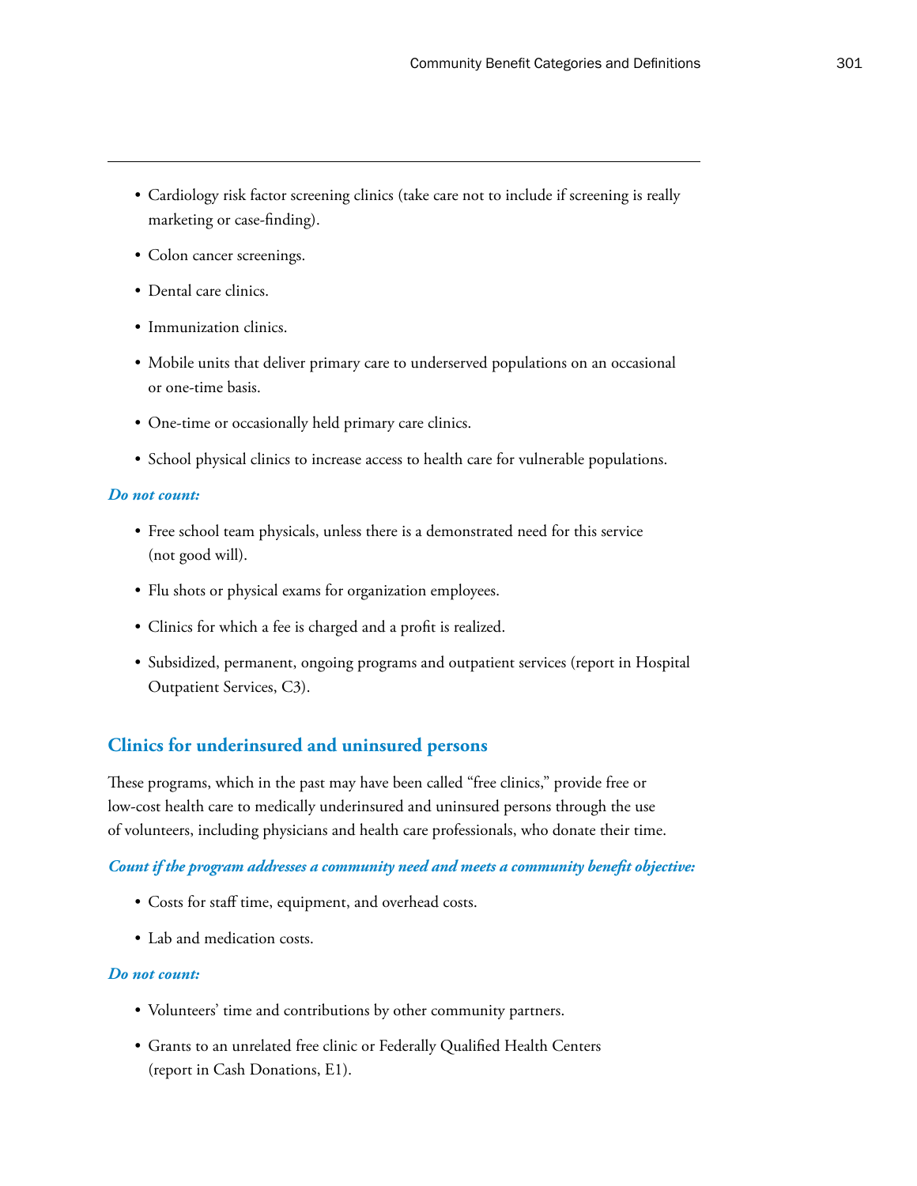- Cardiology risk factor screening clinics (take care not to include if screening is really marketing or case-finding).
- Colon cancer screenings.
- Dental care clinics.
- Immunization clinics.
- Mobile units that deliver primary care to underserved populations on an occasional or one-time basis.
- One-time or occasionally held primary care clinics.
- School physical clinics to increase access to health care for vulnerable populations.

***Do not count:***

- Free school team physicals, unless there is a demonstrated need for this service (not good will).
- Flu shots or physical exams for organization employees.
- Clinics for which a fee is charged and a profit is realized.
- Subsidized, permanent, ongoing programs and outpatient services (report in Hospital Outpatient Services, C3).

## Clinics for underinsured and uninsured persons

These programs, which in the past may have been called "free clinics," provide free or low-cost health care to medically underinsured and uninsured persons through the use of volunteers, including physicians and health care professionals, who donate their time.

***Count if the program addresses a community need and meets a community benefit objective:***

- Costs for staff time, equipment, and overhead costs.
- Lab and medication costs.

***Do not count:***

- Volunteers' time and contributions by other community partners.
- Grants to an unrelated free clinic or Federally Qualified Health Centers (report in Cash Donations, E1).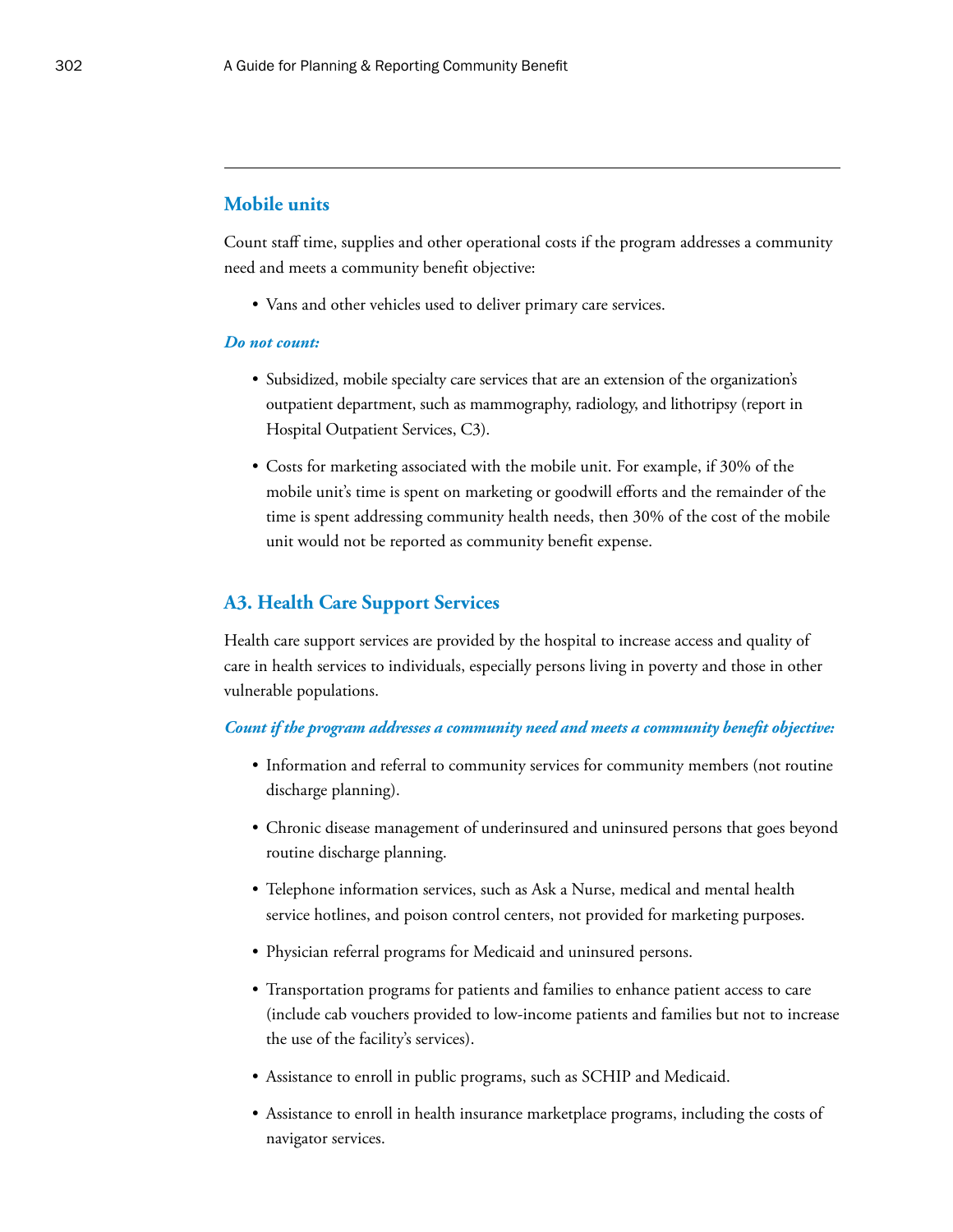### Mobile units

Count staff time, supplies and other operational costs if the program addresses a community need and meets a community benefit objective:

- Vans and other vehicles used to deliver primary care services.

***Do not count:***

- Subsidized, mobile specialty care services that are an extension of the organization's outpatient department, such as mammography, radiology, and lithotripsy (report in Hospital Outpatient Services, C3).
- Costs for marketing associated with the mobile unit. For example, if 30% of the mobile unit's time is spent on marketing or goodwill efforts and the remainder of the time is spent addressing community health needs, then 30% of the cost of the mobile unit would not be reported as community benefit expense.

## A3. Health Care Support Services

Health care support services are provided by the hospital to increase access and quality of care in health services to individuals, especially persons living in poverty and those in other vulnerable populations.

***Count if the program addresses a community need and meets a community benefit objective:***

- Information and referral to community services for community members (not routine discharge planning).
- Chronic disease management of underinsured and uninsured persons that goes beyond routine discharge planning.
- Telephone information services, such as Ask a Nurse, medical and mental health service hotlines, and poison control centers, not provided for marketing purposes.
- Physician referral programs for Medicaid and uninsured persons.
- Transportation programs for patients and families to enhance patient access to care (include cab vouchers provided to low-income patients and families but not to increase the use of the facility's services).
- Assistance to enroll in public programs, such as SCHIP and Medicaid.
- Assistance to enroll in health insurance marketplace programs, including the costs of navigator services.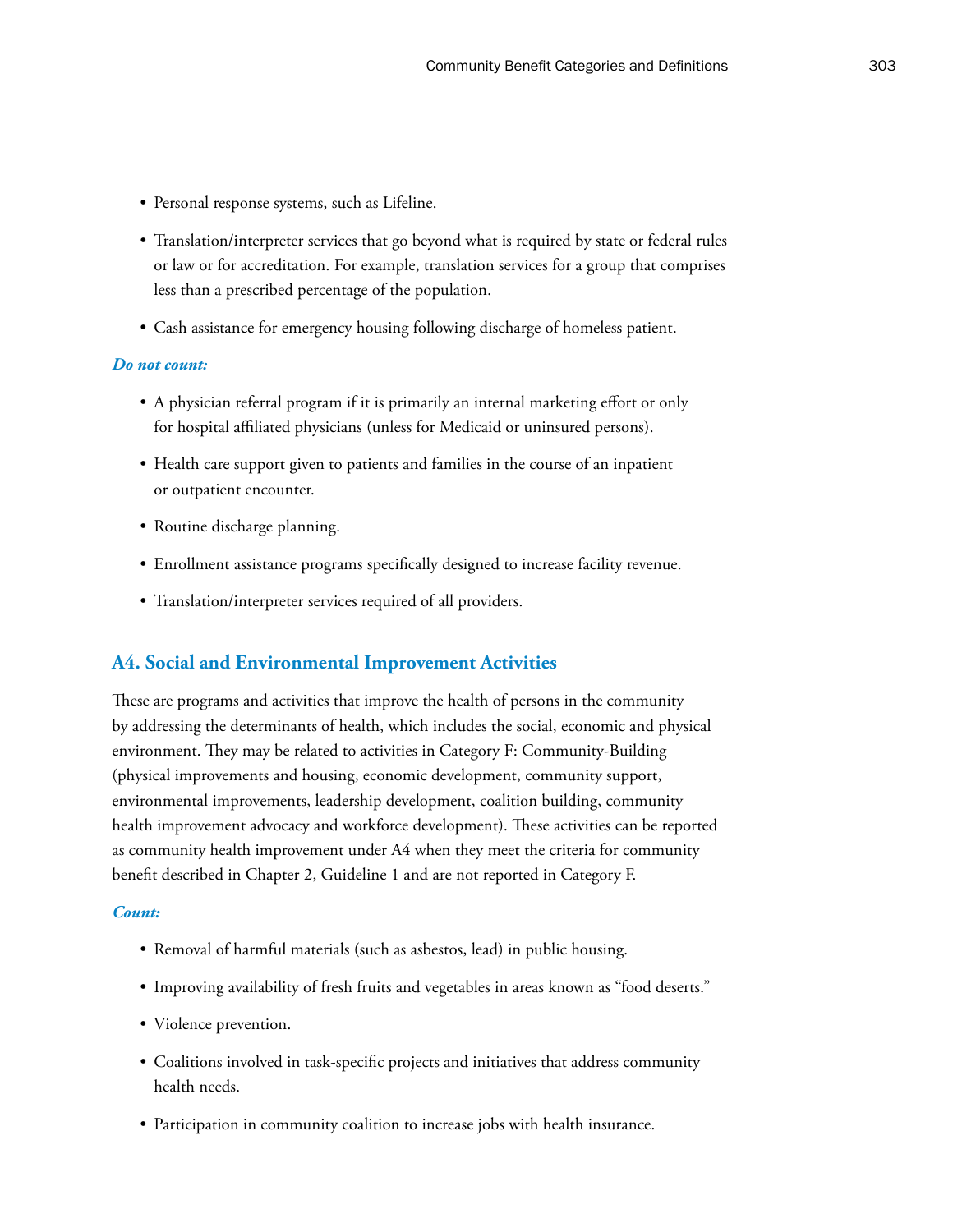- Personal response systems, such as Lifeline.
- Translation/interpreter services that go beyond what is required by state or federal rules or law or for accreditation. For example, translation services for a group that comprises less than a prescribed percentage of the population.
- Cash assistance for emergency housing following discharge of homeless patient.

***Do not count:***

- A physician referral program if it is primarily an internal marketing effort or only for hospital affiliated physicians (unless for Medicaid or uninsured persons).
- Health care support given to patients and families in the course of an inpatient or outpatient encounter.
- Routine discharge planning.
- Enrollment assistance programs specifically designed to increase facility revenue.
- Translation/interpreter services required of all providers.

## A4. Social and Environmental Improvement Activities

These are programs and activities that improve the health of persons in the community by addressing the determinants of health, which includes the social, economic and physical environment. They may be related to activities in Category F: Community-Building (physical improvements and housing, economic development, community support, environmental improvements, leadership development, coalition building, community health improvement advocacy and workforce development). These activities can be reported as community health improvement under A4 when they meet the criteria for community benefit described in Chapter 2, Guideline 1 and are not reported in Category F.

***Count:***

- Removal of harmful materials (such as asbestos, lead) in public housing.
- Improving availability of fresh fruits and vegetables in areas known as "food deserts."
- Violence prevention.
- Coalitions involved in task-specific projects and initiatives that address community health needs.
- Participation in community coalition to increase jobs with health insurance.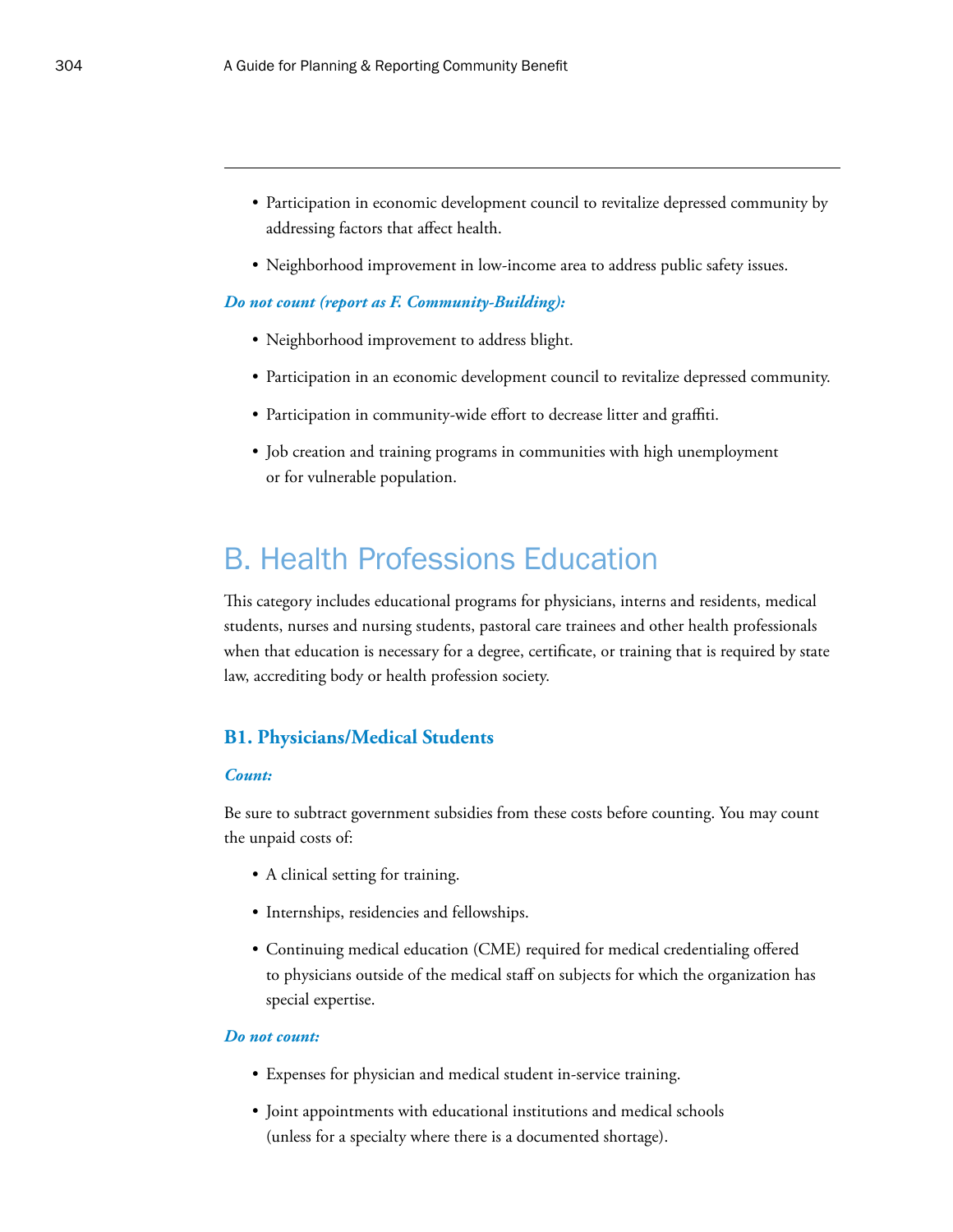- Participation in economic development council to revitalize depressed community by addressing factors that affect health.
- Neighborhood improvement in low-income area to address public safety issues.

***Do not count (report as F. Community-Building):***

- Neighborhood improvement to address blight.
- Participation in an economic development council to revitalize depressed community.
- Participation in community-wide effort to decrease litter and graffiti.
- Job creation and training programs in communities with high unemployment or for vulnerable population.

# B. Health Professions Education

This category includes educational programs for physicians, interns and residents, medical students, nurses and nursing students, pastoral care trainees and other health professionals when that education is necessary for a degree, certificate, or training that is required by state law, accrediting body or health profession society.

## B1. Physicians/Medical Students

***Count:***

Be sure to subtract government subsidies from these costs before counting. You may count the unpaid costs of:

- A clinical setting for training.
- Internships, residencies and fellowships.
- Continuing medical education (CME) required for medical credentialing offered to physicians outside of the medical staff on subjects for which the organization has special expertise.

***Do not count:***

- Expenses for physician and medical student in-service training.
- Joint appointments with educational institutions and medical schools (unless for a specialty where there is a documented shortage).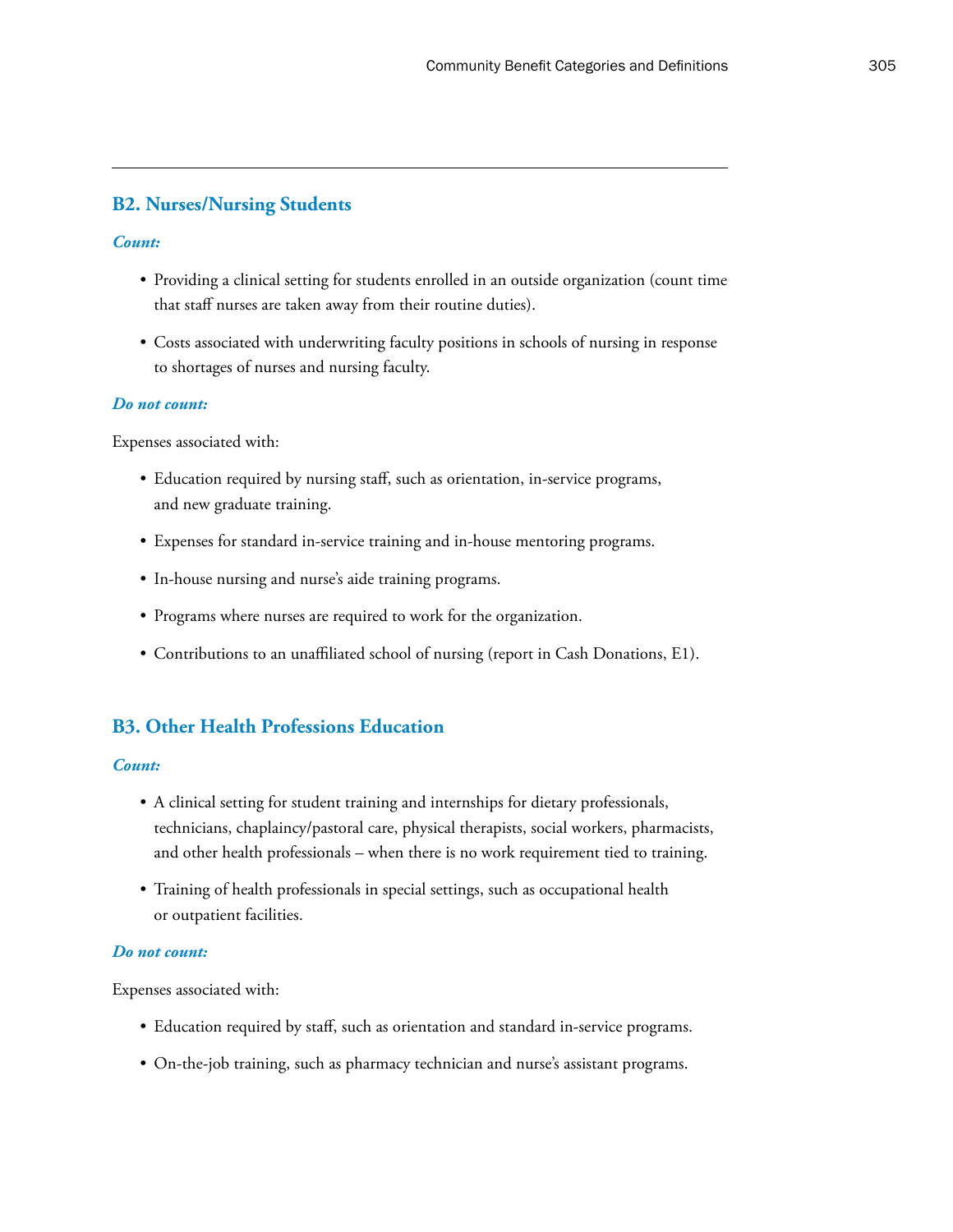## B2. Nurses/Nursing Students

***Count:***

- Providing a clinical setting for students enrolled in an outside organization (count time that staff nurses are taken away from their routine duties).
- Costs associated with underwriting faculty positions in schools of nursing in response to shortages of nurses and nursing faculty.

***Do not count:***

Expenses associated with:

- Education required by nursing staff, such as orientation, in-service programs, and new graduate training.
- Expenses for standard in-service training and in-house mentoring programs.
- In-house nursing and nurse's aide training programs.
- Programs where nurses are required to work for the organization.
- Contributions to an unaffiliated school of nursing (report in Cash Donations, E1).

## B3. Other Health Professions Education

***Count:***

- A clinical setting for student training and internships for dietary professionals, technicians, chaplaincy/pastoral care, physical therapists, social workers, pharmacists, and other health professionals – when there is no work requirement tied to training.
- Training of health professionals in special settings, such as occupational health or outpatient facilities.

***Do not count:***

Expenses associated with:

- Education required by staff, such as orientation and standard in-service programs.
- On-the-job training, such as pharmacy technician and nurse's assistant programs.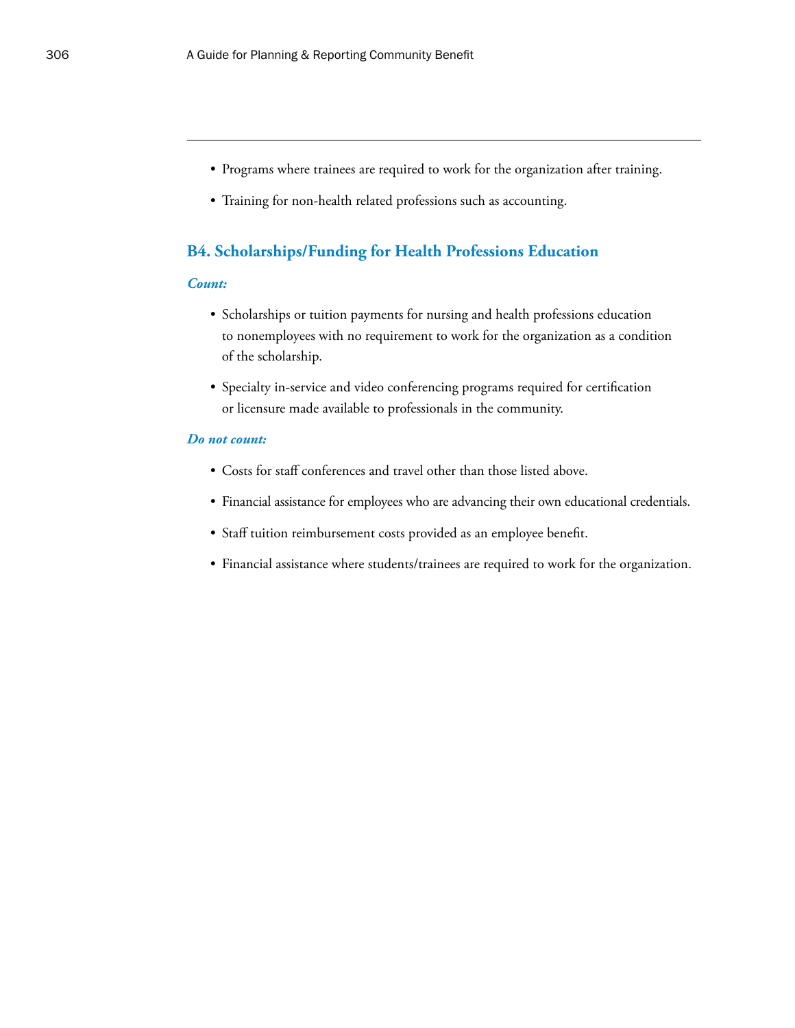- Programs where trainees are required to work for the organization after training.
- Training for non-health related professions such as accounting.

## B4. Scholarships/Funding for Health Professions Education

***Count:***

- Scholarships or tuition payments for nursing and health professions education to nonemployees with no requirement to work for the organization as a condition of the scholarship.
- Specialty in-service and video conferencing programs required for certification or licensure made available to professionals in the community.

***Do not count:***

- Costs for staff conferences and travel other than those listed above.
- Financial assistance for employees who are advancing their own educational credentials.
- Staff tuition reimbursement costs provided as an employee benefit.
- Financial assistance where students/trainees are required to work for the organization.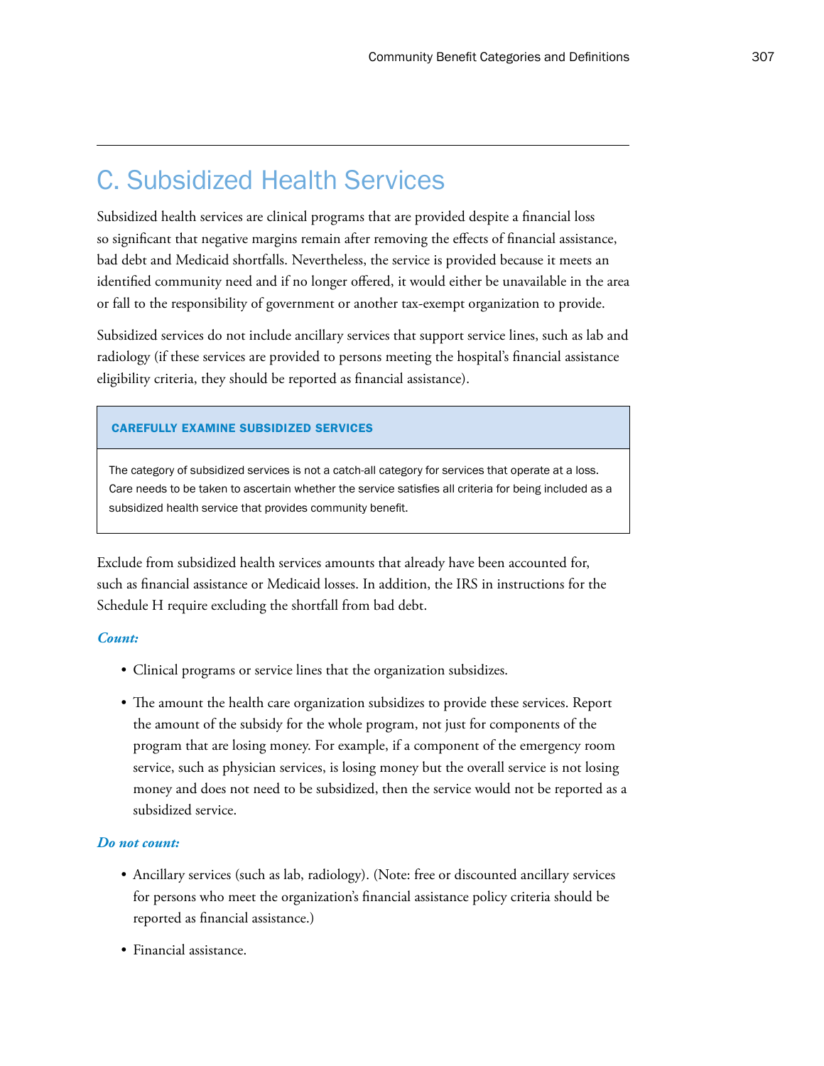## C. Subsidized Health Services

Subsidized health services are clinical programs that are provided despite a financial loss so significant that negative margins remain after removing the effects of financial assistance, bad debt and Medicaid shortfalls. Nevertheless, the service is provided because it meets an identified community need and if no longer offered, it would either be unavailable in the area or fall to the responsibility of government or another tax-exempt organization to provide.

Subsidized services do not include ancillary services that support service lines, such as lab and radiology (if these services are provided to persons meeting the hospital's financial assistance eligibility criteria, they should be reported as financial assistance).

> **CAREFULLY EXAMINE SUBSIDIZED SERVICES**
>
> The category of subsidized services is not a catch-all category for services that operate at a loss. Care needs to be taken to ascertain whether the service satisfies all criteria for being included as a subsidized health service that provides community benefit.

Exclude from subsidized health services amounts that already have been accounted for, such as financial assistance or Medicaid losses. In addition, the IRS in instructions for the Schedule H require excluding the shortfall from bad debt.

***Count:***

- Clinical programs or service lines that the organization subsidizes.
- The amount the health care organization subsidizes to provide these services. Report the amount of the subsidy for the whole program, not just for components of the program that are losing money. For example, if a component of the emergency room service, such as physician services, is losing money but the overall service is not losing money and does not need to be subsidized, then the service would not be reported as a subsidized service.

***Do not count:***

- Ancillary services (such as lab, radiology). (Note: free or discounted ancillary services for persons who meet the organization's financial assistance policy criteria should be reported as financial assistance.)
- Financial assistance.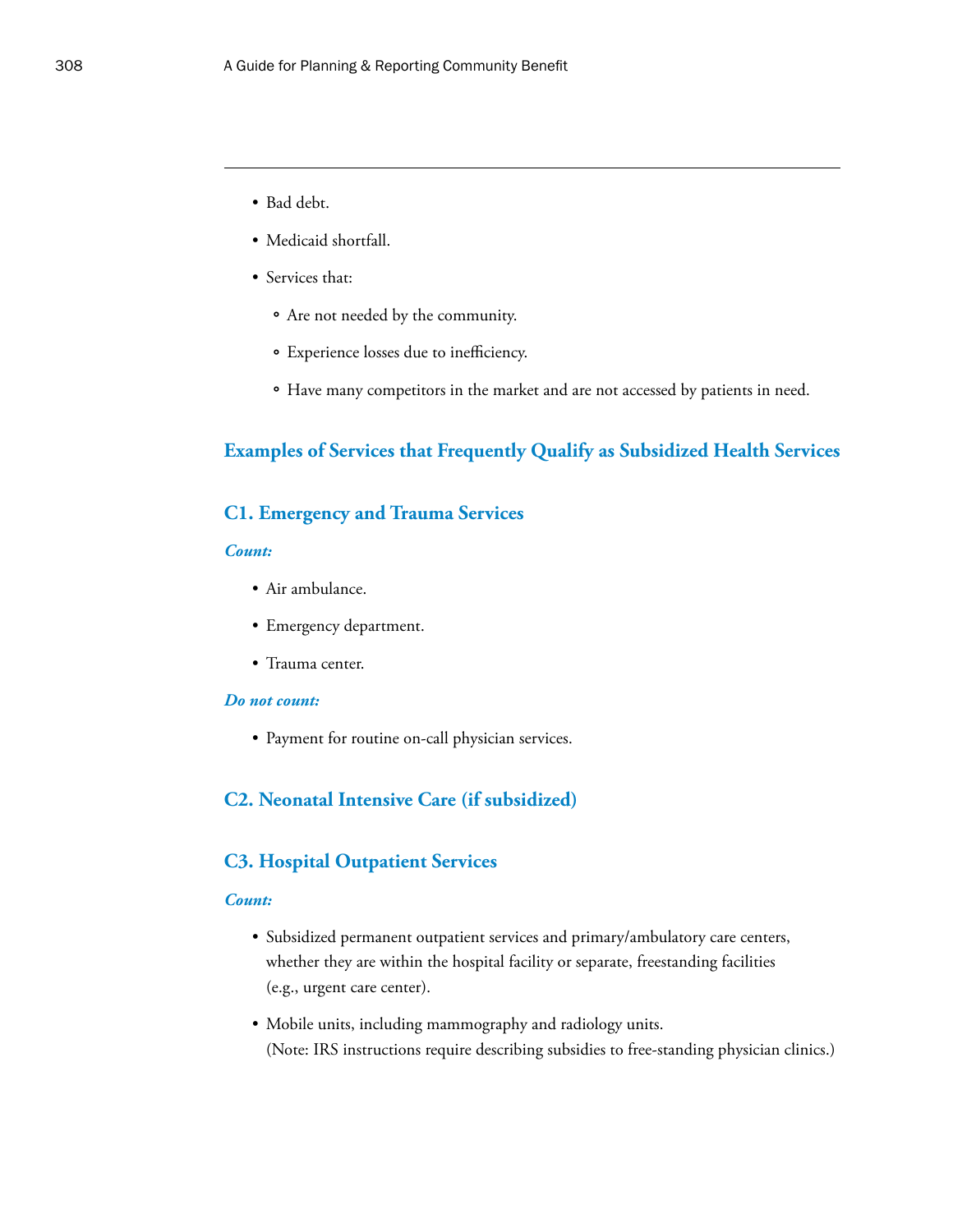- Bad debt.
- Medicaid shortfall.
- Services that:
  - Are not needed by the community.
  - Experience losses due to inefficiency.
  - Have many competitors in the market and are not accessed by patients in need.

## Examples of Services that Frequently Qualify as Subsidized Health Services

### C1. Emergency and Trauma Services

***Count:***

- Air ambulance.
- Emergency department.
- Trauma center.

***Do not count:***

- Payment for routine on-call physician services.

### C2. Neonatal Intensive Care (if subsidized)

### C3. Hospital Outpatient Services

***Count:***

- Subsidized permanent outpatient services and primary/ambulatory care centers, whether they are within the hospital facility or separate, freestanding facilities (e.g., urgent care center).
- Mobile units, including mammography and radiology units.
  (Note: IRS instructions require describing subsidies to free-standing physician clinics.)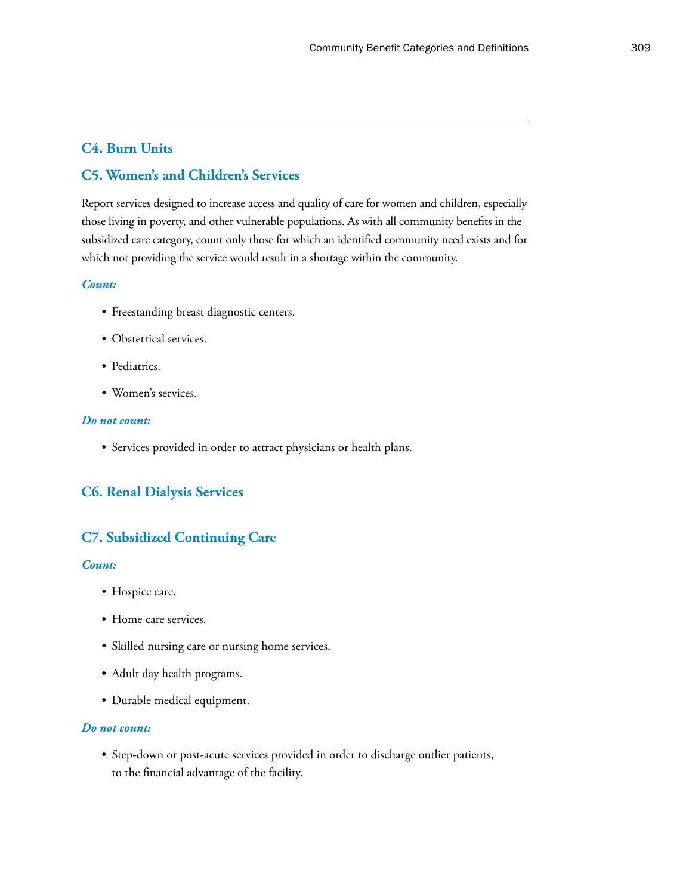## C4. Burn Units

## C5. Women's and Children's Services

Report services designed to increase access and quality of care for women and children, especially those living in poverty, and other vulnerable populations. As with all community benefits in the subsidized care category, count only those for which an identified community need exists and for which not providing the service would result in a shortage within the community.

***Count:***

- Freestanding breast diagnostic centers.
- Obstetrical services.
- Pediatrics.
- Women's services.

***Do not count:***

- Services provided in order to attract physicians or health plans.

## C6. Renal Dialysis Services

## C7. Subsidized Continuing Care

***Count:***

- Hospice care.
- Home care services.
- Skilled nursing care or nursing home services.
- Adult day health programs.
- Durable medical equipment.

***Do not count:***

- Step-down or post-acute services provided in order to discharge outlier patients, to the financial advantage of the facility.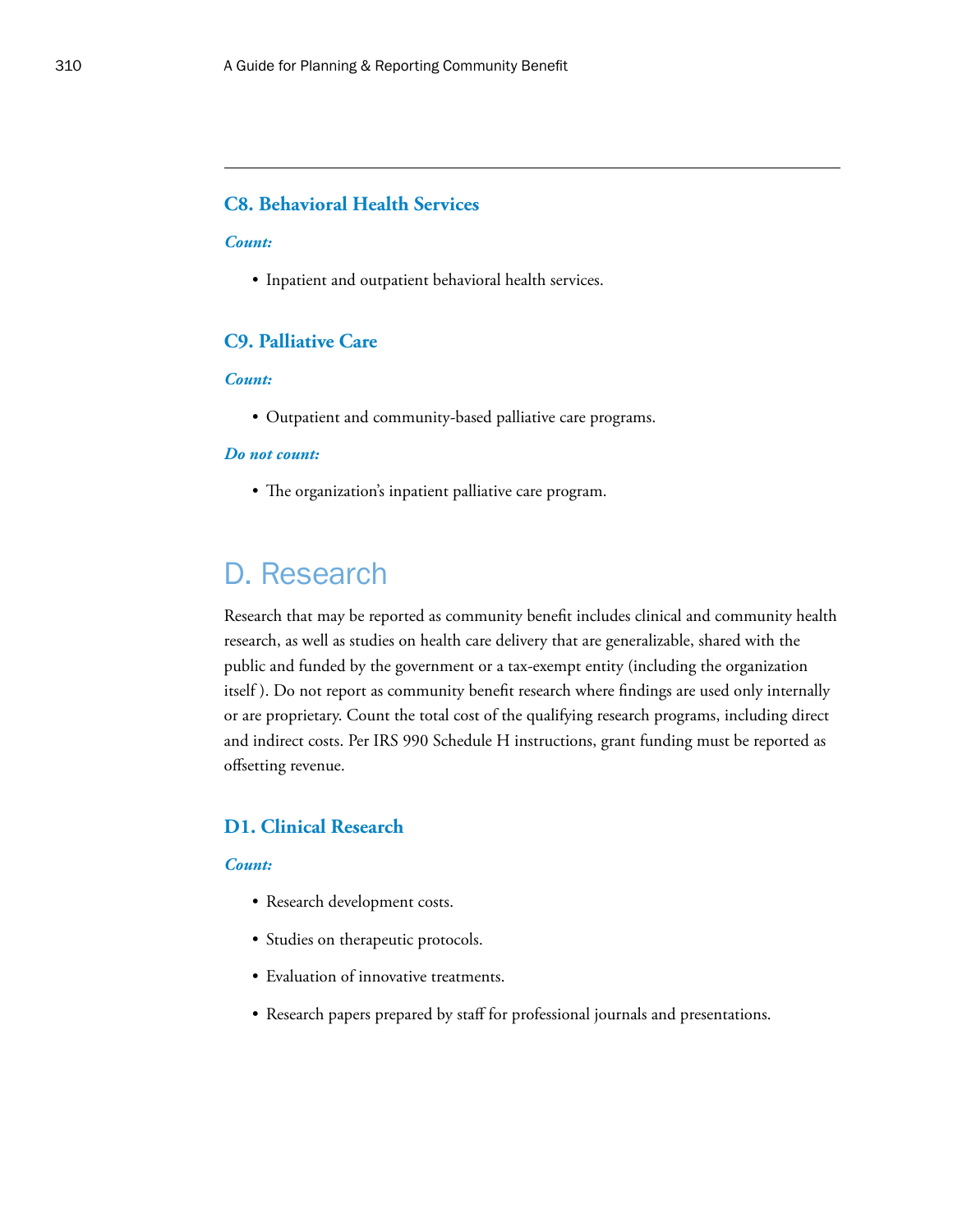### C8. Behavioral Health Services

***Count:***

- Inpatient and outpatient behavioral health services.

### C9. Palliative Care

***Count:***

- Outpatient and community-based palliative care programs.

***Do not count:***

- The organization's inpatient palliative care program.

## D. Research

Research that may be reported as community benefit includes clinical and community health research, as well as studies on health care delivery that are generalizable, shared with the public and funded by the government or a tax-exempt entity (including the organization itself ). Do not report as community benefit research where findings are used only internally or are proprietary. Count the total cost of the qualifying research programs, including direct and indirect costs. Per IRS 990 Schedule H instructions, grant funding must be reported as offsetting revenue.

### D1. Clinical Research

***Count:***

- Research development costs.
- Studies on therapeutic protocols.
- Evaluation of innovative treatments.
- Research papers prepared by staff for professional journals and presentations.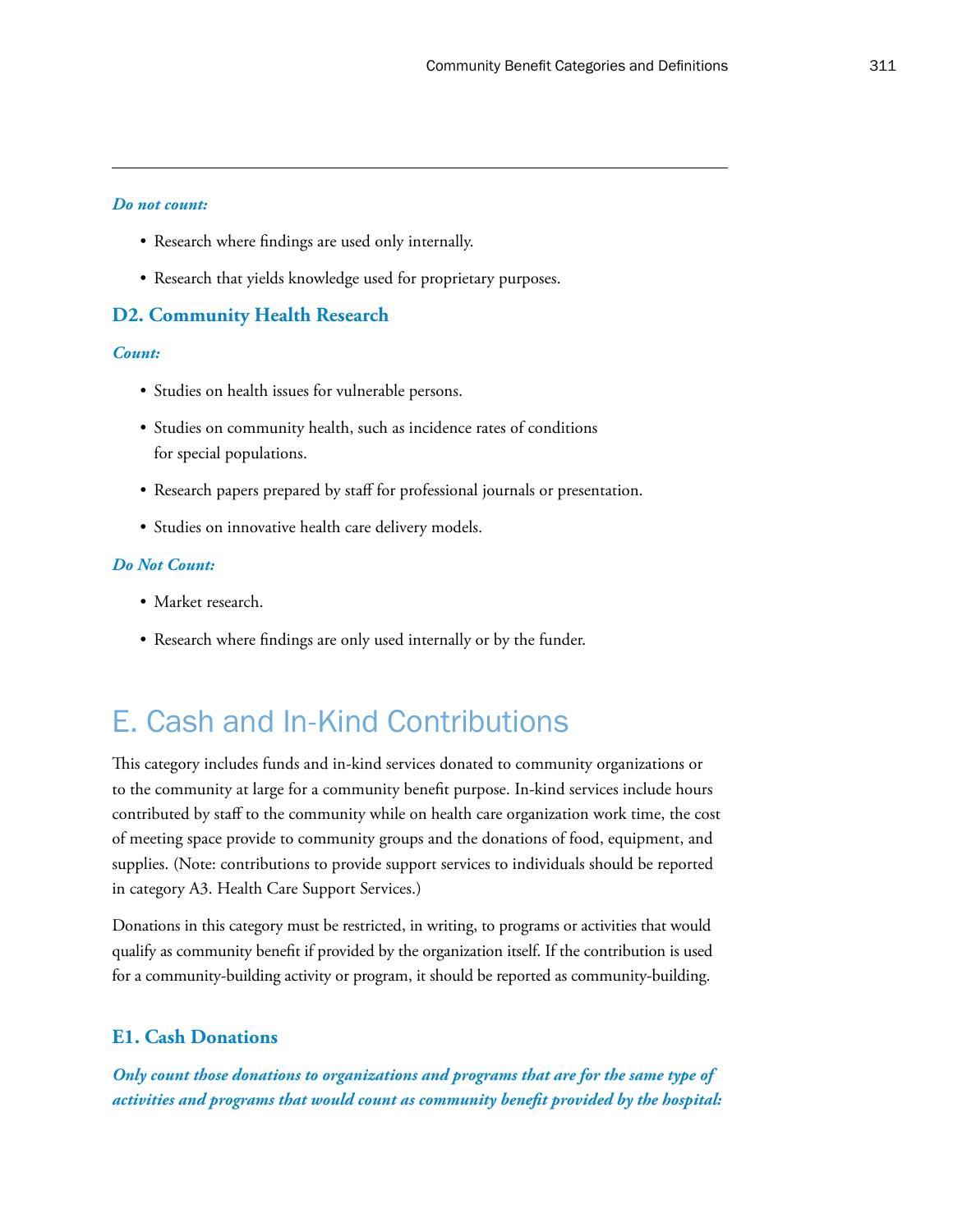***Do not count:***

- Research where findings are used only internally.
- Research that yields knowledge used for proprietary purposes.

### D2. Community Health Research

***Count:***

- Studies on health issues for vulnerable persons.
- Studies on community health, such as incidence rates of conditions for special populations.
- Research papers prepared by staff for professional journals or presentation.
- Studies on innovative health care delivery models.

***Do Not Count:***

- Market research.
- Research where findings are only used internally or by the funder.

## E. Cash and In-Kind Contributions

This category includes funds and in-kind services donated to community organizations or to the community at large for a community benefit purpose. In-kind services include hours contributed by staff to the community while on health care organization work time, the cost of meeting space provide to community groups and the donations of food, equipment, and supplies. (Note: contributions to provide support services to individuals should be reported in category A3. Health Care Support Services.)

Donations in this category must be restricted, in writing, to programs or activities that would qualify as community benefit if provided by the organization itself. If the contribution is used for a community-building activity or program, it should be reported as community-building.

### E1. Cash Donations

***Only count those donations to organizations and programs that are for the same type of activities and programs that would count as community benefit provided by the hospital:***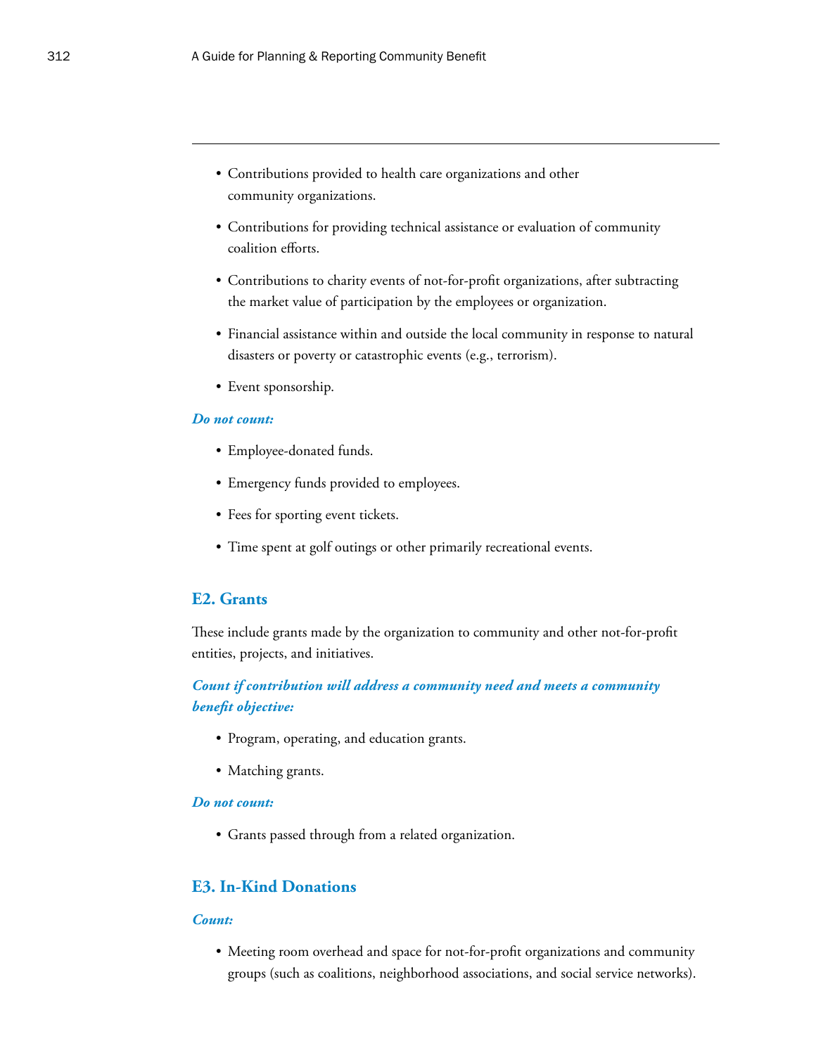- Contributions provided to health care organizations and other community organizations.
- Contributions for providing technical assistance or evaluation of community coalition efforts.
- Contributions to charity events of not-for-profit organizations, after subtracting the market value of participation by the employees or organization.
- Financial assistance within and outside the local community in response to natural disasters or poverty or catastrophic events (e.g., terrorism).
- Event sponsorship.

***Do not count:***

- Employee-donated funds.
- Emergency funds provided to employees.
- Fees for sporting event tickets.
- Time spent at golf outings or other primarily recreational events.

## E2. Grants

These include grants made by the organization to community and other not-for-profit entities, projects, and initiatives.

***Count if contribution will address a community need and meets a community benefit objective:***

- Program, operating, and education grants.
- Matching grants.

***Do not count:***

- Grants passed through from a related organization.

## E3. In-Kind Donations

***Count:***

- Meeting room overhead and space for not-for-profit organizations and community groups (such as coalitions, neighborhood associations, and social service networks).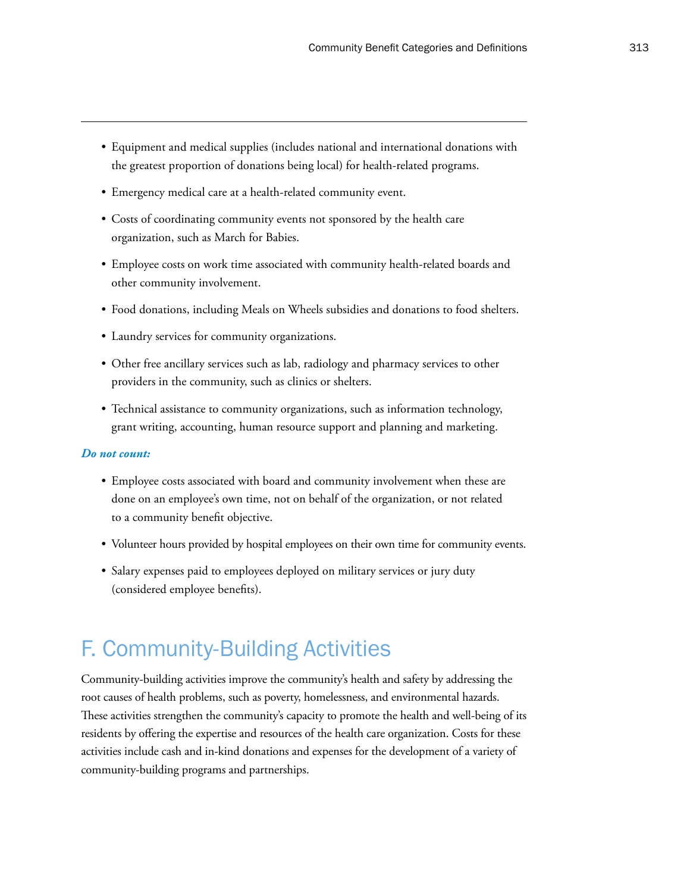- Equipment and medical supplies (includes national and international donations with the greatest proportion of donations being local) for health-related programs.
- Emergency medical care at a health-related community event.
- Costs of coordinating community events not sponsored by the health care organization, such as March for Babies.
- Employee costs on work time associated with community health-related boards and other community involvement.
- Food donations, including Meals on Wheels subsidies and donations to food shelters.
- Laundry services for community organizations.
- Other free ancillary services such as lab, radiology and pharmacy services to other providers in the community, such as clinics or shelters.
- Technical assistance to community organizations, such as information technology, grant writing, accounting, human resource support and planning and marketing.

***Do not count:***

- Employee costs associated with board and community involvement when these are done on an employee's own time, not on behalf of the organization, or not related to a community benefit objective.
- Volunteer hours provided by hospital employees on their own time for community events.
- Salary expenses paid to employees deployed on military services or jury duty (considered employee benefits).

## F. Community-Building Activities

Community-building activities improve the community's health and safety by addressing the root causes of health problems, such as poverty, homelessness, and environmental hazards. These activities strengthen the community's capacity to promote the health and well-being of its residents by offering the expertise and resources of the health care organization. Costs for these activities include cash and in-kind donations and expenses for the development of a variety of community-building programs and partnerships.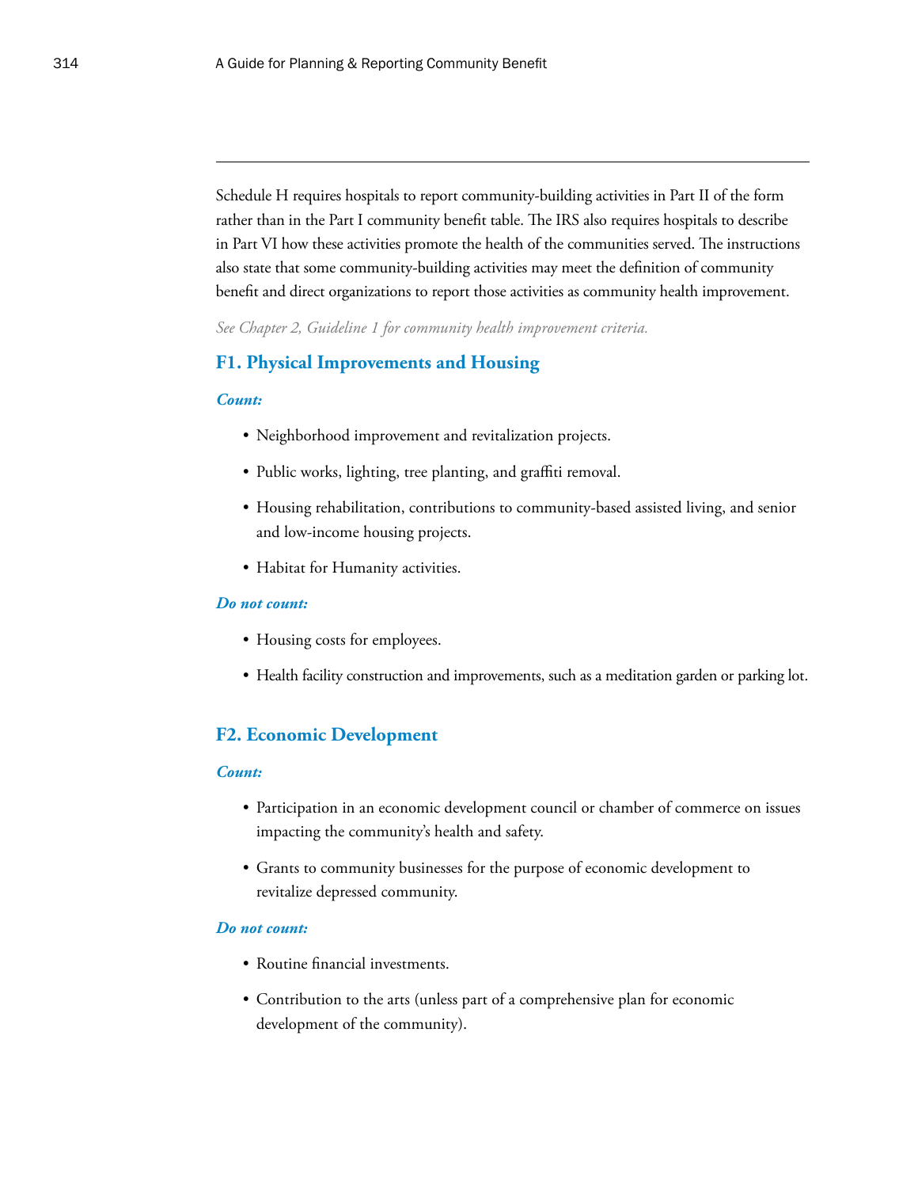Schedule H requires hospitals to report community-building activities in Part II of the form rather than in the Part I community benefit table. The IRS also requires hospitals to describe in Part VI how these activities promote the health of the communities served. The instructions also state that some community-building activities may meet the definition of community benefit and direct organizations to report those activities as community health improvement.

*See Chapter 2, Guideline 1 for community health improvement criteria.*

## F1. Physical Improvements and Housing

***Count:***

- Neighborhood improvement and revitalization projects.
- Public works, lighting, tree planting, and graffiti removal.
- Housing rehabilitation, contributions to community-based assisted living, and senior and low-income housing projects.
- Habitat for Humanity activities.

***Do not count:***

- Housing costs for employees.
- Health facility construction and improvements, such as a meditation garden or parking lot.

## F2. Economic Development

***Count:***

- Participation in an economic development council or chamber of commerce on issues impacting the community's health and safety.
- Grants to community businesses for the purpose of economic development to revitalize depressed community.

***Do not count:***

- Routine financial investments.
- Contribution to the arts (unless part of a comprehensive plan for economic development of the community).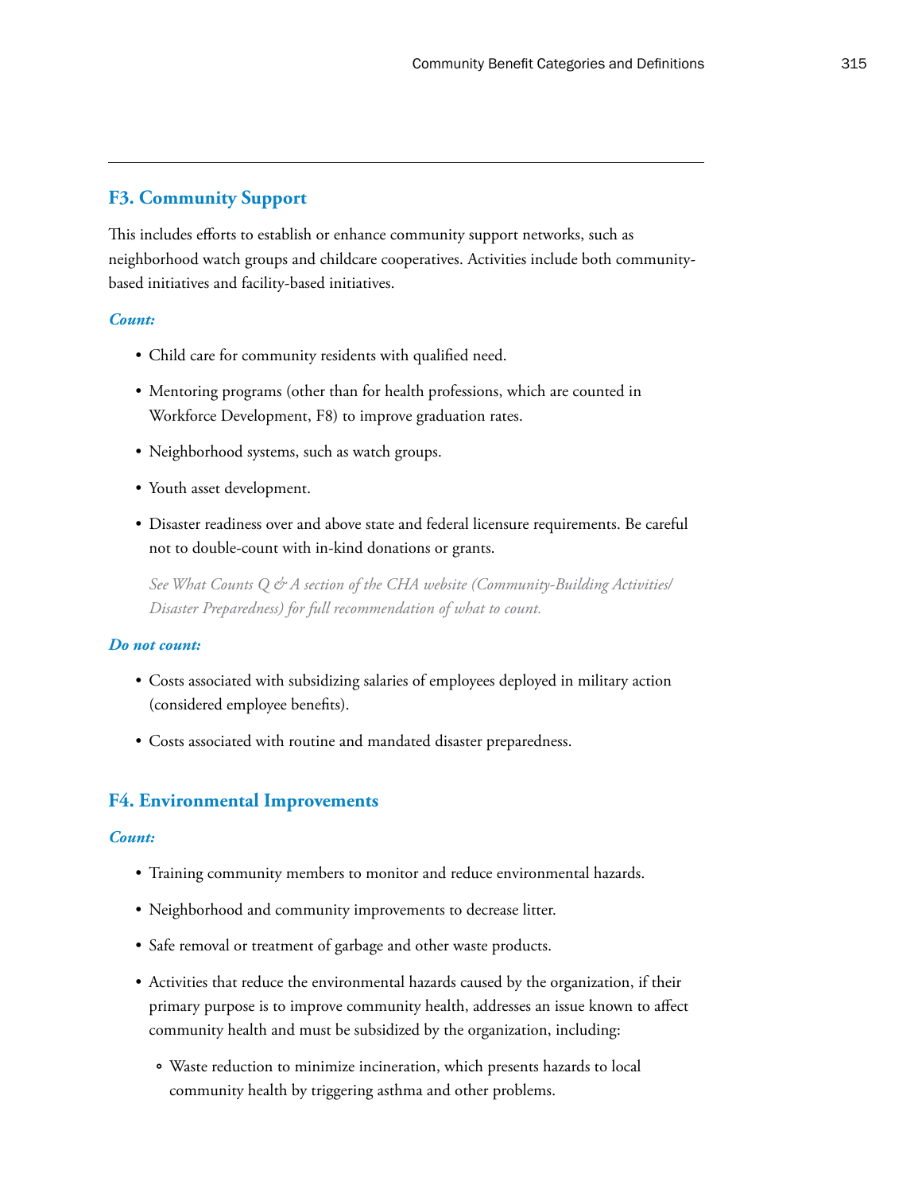## F3. Community Support

This includes efforts to establish or enhance community support networks, such as neighborhood watch groups and childcare cooperatives. Activities include both community-based initiatives and facility-based initiatives.

***Count:***

- Child care for community residents with qualified need.
- Mentoring programs (other than for health professions, which are counted in Workforce Development, F8) to improve graduation rates.
- Neighborhood systems, such as watch groups.
- Youth asset development.
- Disaster readiness over and above state and federal licensure requirements. Be careful not to double-count with in-kind donations or grants.

  *See What Counts Q & A section of the CHA website (Community-Building Activities/ Disaster Preparedness) for full recommendation of what to count.*

***Do not count:***

- Costs associated with subsidizing salaries of employees deployed in military action (considered employee benefits).
- Costs associated with routine and mandated disaster preparedness.

## F4. Environmental Improvements

***Count:***

- Training community members to monitor and reduce environmental hazards.
- Neighborhood and community improvements to decrease litter.
- Safe removal or treatment of garbage and other waste products.
- Activities that reduce the environmental hazards caused by the organization, if their primary purpose is to improve community health, addresses an issue known to affect community health and must be subsidized by the organization, including:
  - Waste reduction to minimize incineration, which presents hazards to local community health by triggering asthma and other problems.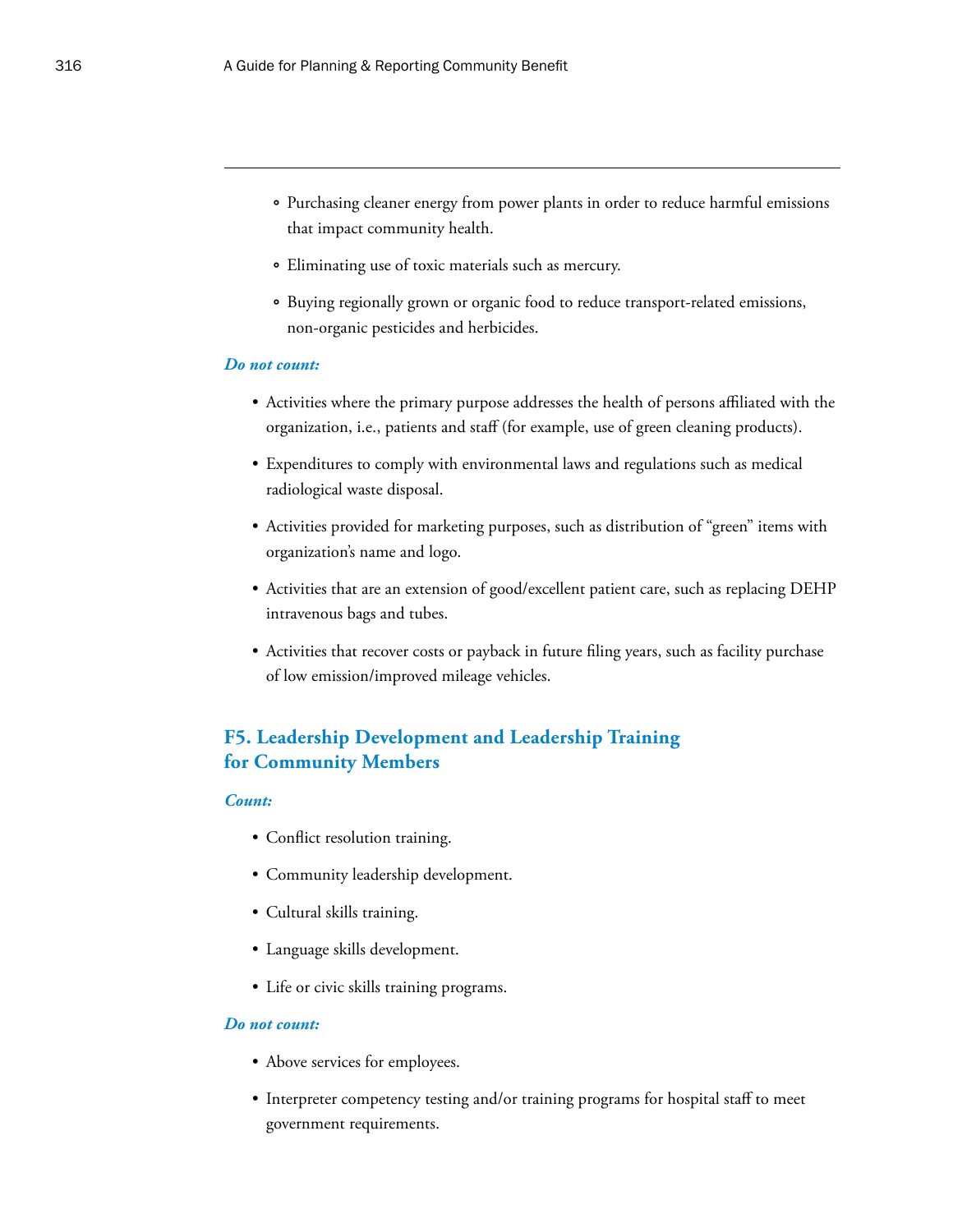- Purchasing cleaner energy from power plants in order to reduce harmful emissions that impact community health.
    - Eliminating use of toxic materials such as mercury.
    - Buying regionally grown or organic food to reduce transport-related emissions, non-organic pesticides and herbicides.

***Do not count:***

- Activities where the primary purpose addresses the health of persons affiliated with the organization, i.e., patients and staff (for example, use of green cleaning products).
- Expenditures to comply with environmental laws and regulations such as medical radiological waste disposal.
- Activities provided for marketing purposes, such as distribution of "green" items with organization's name and logo.
- Activities that are an extension of good/excellent patient care, such as replacing DEHP intravenous bags and tubes.
- Activities that recover costs or payback in future filing years, such as facility purchase of low emission/improved mileage vehicles.

## F5. Leadership Development and Leadership Training for Community Members

***Count:***

- Conflict resolution training.
- Community leadership development.
- Cultural skills training.
- Language skills development.
- Life or civic skills training programs.

***Do not count:***

- Above services for employees.
- Interpreter competency testing and/or training programs for hospital staff to meet government requirements.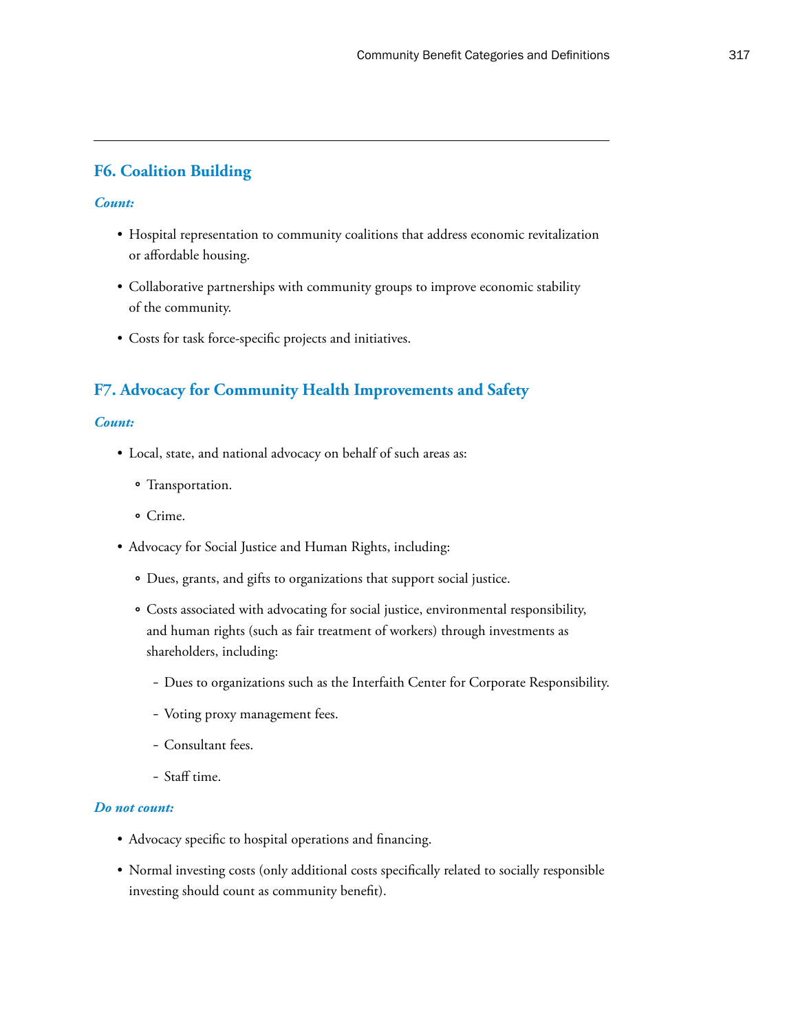## F6. Coalition Building

***Count:***

- Hospital representation to community coalitions that address economic revitalization or affordable housing.
- Collaborative partnerships with community groups to improve economic stability of the community.
- Costs for task force-specific projects and initiatives.

## F7. Advocacy for Community Health Improvements and Safety

***Count:***

- Local, state, and national advocacy on behalf of such areas as:
  - Transportation.
  - Crime.
- Advocacy for Social Justice and Human Rights, including:
  - Dues, grants, and gifts to organizations that support social justice.
  - Costs associated with advocating for social justice, environmental responsibility, and human rights (such as fair treatment of workers) through investments as shareholders, including:
    - Dues to organizations such as the Interfaith Center for Corporate Responsibility.
    - Voting proxy management fees.
    - Consultant fees.
    - Staff time.

***Do not count:***

- Advocacy specific to hospital operations and financing.
- Normal investing costs (only additional costs specifically related to socially responsible investing should count as community benefit).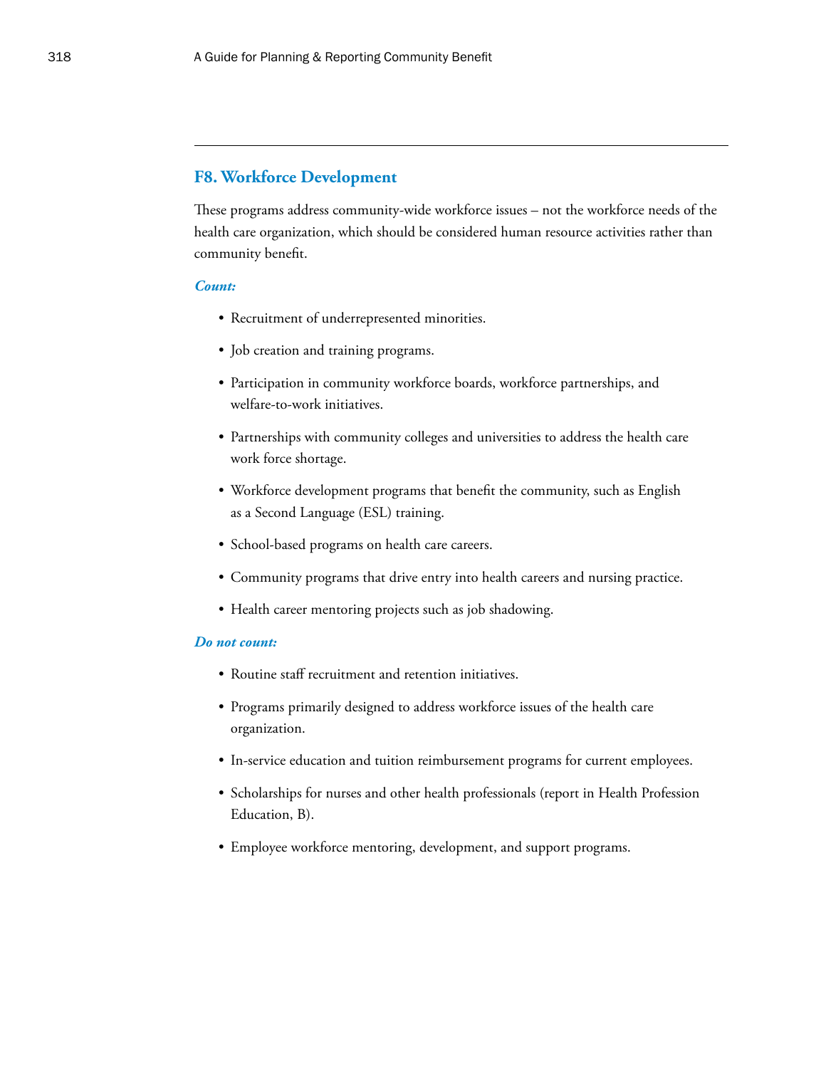## F8. Workforce Development

These programs address community-wide workforce issues – not the workforce needs of the health care organization, which should be considered human resource activities rather than community benefit.

***Count:***

- Recruitment of underrepresented minorities.
- Job creation and training programs.
- Participation in community workforce boards, workforce partnerships, and welfare-to-work initiatives.
- Partnerships with community colleges and universities to address the health care work force shortage.
- Workforce development programs that benefit the community, such as English as a Second Language (ESL) training.
- School-based programs on health care careers.
- Community programs that drive entry into health careers and nursing practice.
- Health career mentoring projects such as job shadowing.

***Do not count:***

- Routine staff recruitment and retention initiatives.
- Programs primarily designed to address workforce issues of the health care organization.
- In-service education and tuition reimbursement programs for current employees.
- Scholarships for nurses and other health professionals (report in Health Profession Education, B).
- Employee workforce mentoring, development, and support programs.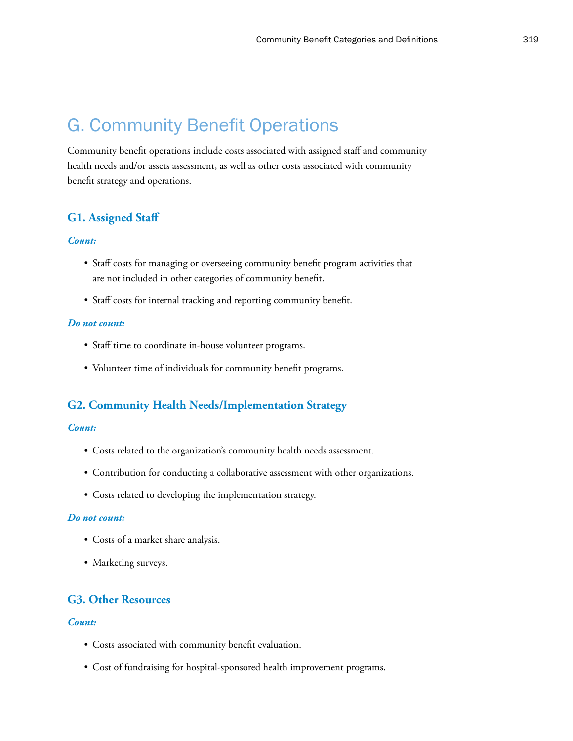# G. Community Benefit Operations

Community benefit operations include costs associated with assigned staff and community health needs and/or assets assessment, as well as other costs associated with community benefit strategy and operations.

## G1. Assigned Staff

***Count:***

- Staff costs for managing or overseeing community benefit program activities that are not included in other categories of community benefit.
- Staff costs for internal tracking and reporting community benefit.

***Do not count:***

- Staff time to coordinate in-house volunteer programs.
- Volunteer time of individuals for community benefit programs.

## G2. Community Health Needs/Implementation Strategy

***Count:***

- Costs related to the organization's community health needs assessment.
- Contribution for conducting a collaborative assessment with other organizations.
- Costs related to developing the implementation strategy.

***Do not count:***

- Costs of a market share analysis.
- Marketing surveys.

## G3. Other Resources

***Count:***

- Costs associated with community benefit evaluation.
- Cost of fundraising for hospital-sponsored health improvement programs.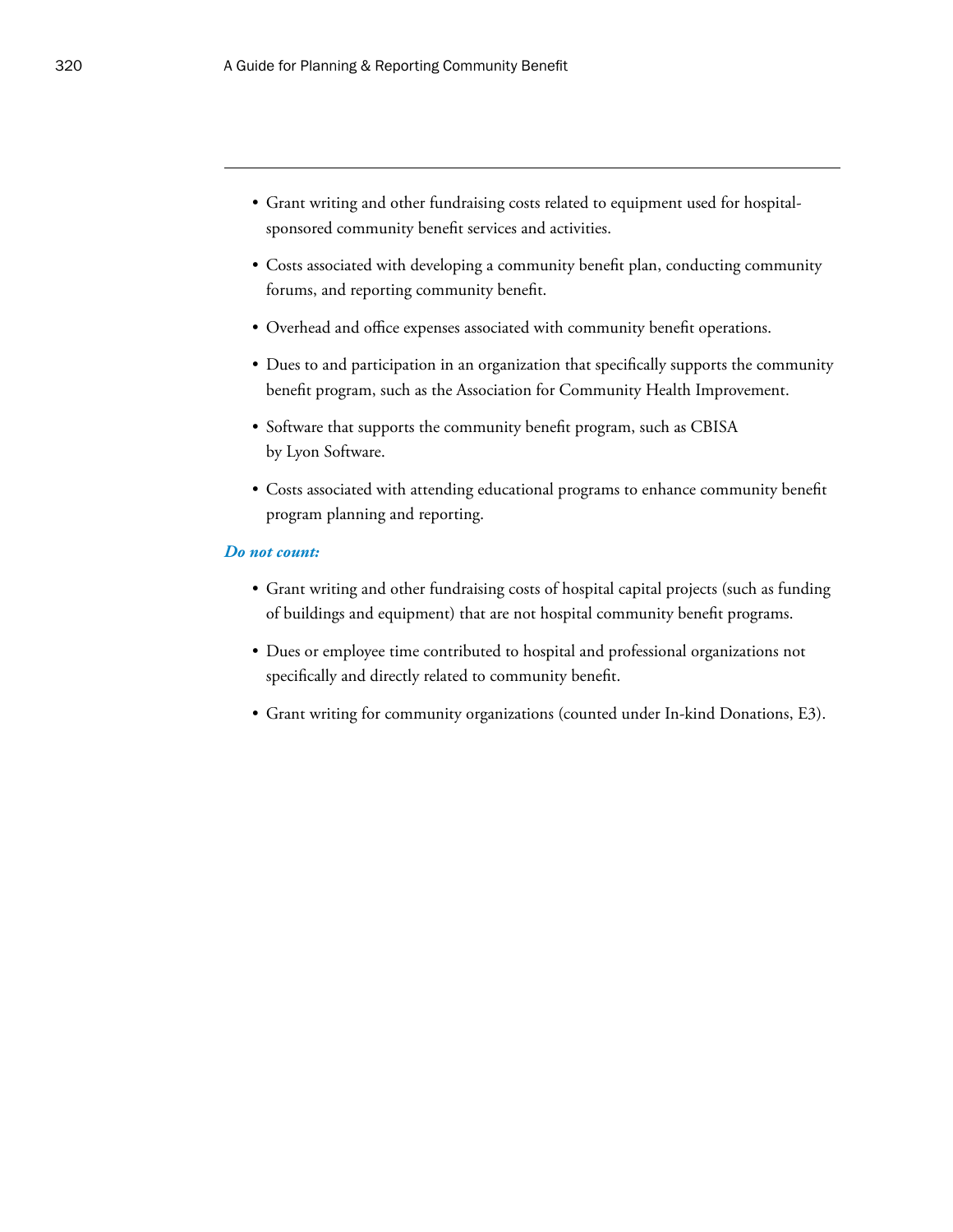- Grant writing and other fundraising costs related to equipment used for hospital-sponsored community benefit services and activities.
- Costs associated with developing a community benefit plan, conducting community forums, and reporting community benefit.
- Overhead and office expenses associated with community benefit operations.
- Dues to and participation in an organization that specifically supports the community benefit program, such as the Association for Community Health Improvement.
- Software that supports the community benefit program, such as CBISA by Lyon Software.
- Costs associated with attending educational programs to enhance community benefit program planning and reporting.

***Do not count:***

- Grant writing and other fundraising costs of hospital capital projects (such as funding of buildings and equipment) that are not hospital community benefit programs.
- Dues or employee time contributed to hospital and professional organizations not specifically and directly related to community benefit.
- Grant writing for community organizations (counted under In-kind Donations, E3).